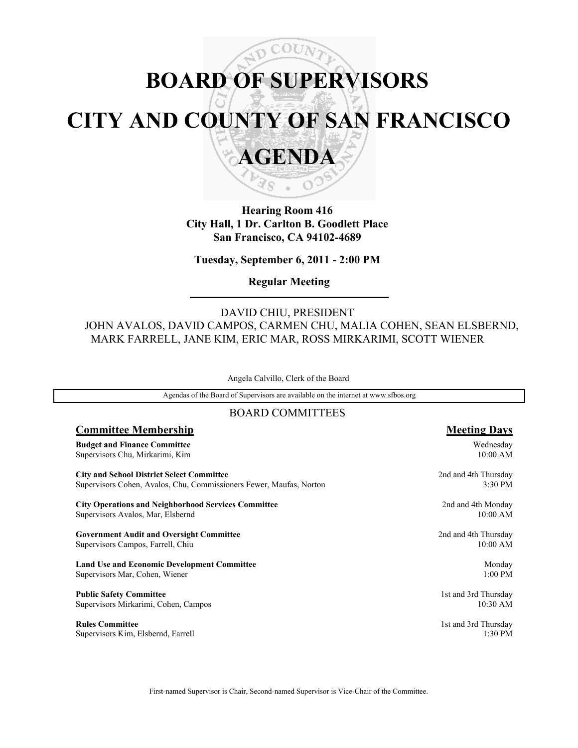# BOARD OF SUPERVISORS
# CITY AND COUNTY OF SAN FRANCISCO
# AGENDA

**Hearing Room 416**
**City Hall, 1 Dr. Carlton B. Goodlett Place**
**San Francisco, CA 94102-4689**

**Tuesday, September 6, 2011 - 2:00 PM**

**Regular Meeting**

DAVID CHIU, PRESIDENT
JOHN AVALOS, DAVID CAMPOS, CARMEN CHU, MALIA COHEN, SEAN ELSBERND, MARK FARRELL, JANE KIM, ERIC MAR, ROSS MIRKARIMI, SCOTT WIENER

Angela Calvillo, Clerk of the Board

Agendas of the Board of Supervisors are available on the internet at www.sfbos.org

## BOARD COMMITTEES

| **Committee Membership** | **Meeting Days** |
|---|---|
| **Budget and Finance Committee**<br>Supervisors Chu, Mirkarimi, Kim | Wednesday<br>10:00 AM |
| **City and School District Select Committee**<br>Supervisors Cohen, Avalos, Chu, Commissioners Fewer, Maufas, Norton | 2nd and 4th Thursday<br>3:30 PM |
| **City Operations and Neighborhood Services Committee**<br>Supervisors Avalos, Mar, Elsbernd | 2nd and 4th Monday<br>10:00 AM |
| **Government Audit and Oversight Committee**<br>Supervisors Campos, Farrell, Chiu | 2nd and 4th Thursday<br>10:00 AM |
| **Land Use and Economic Development Committee**<br>Supervisors Mar, Cohen, Wiener | Monday<br>1:00 PM |
| **Public Safety Committee**<br>Supervisors Mirkarimi, Cohen, Campos | 1st and 3rd Thursday<br>10:30 AM |
| **Rules Committee**<br>Supervisors Kim, Elsbernd, Farrell | 1st and 3rd Thursday<br>1:30 PM |

First-named Supervisor is Chair, Second-named Supervisor is Vice-Chair of the Committee.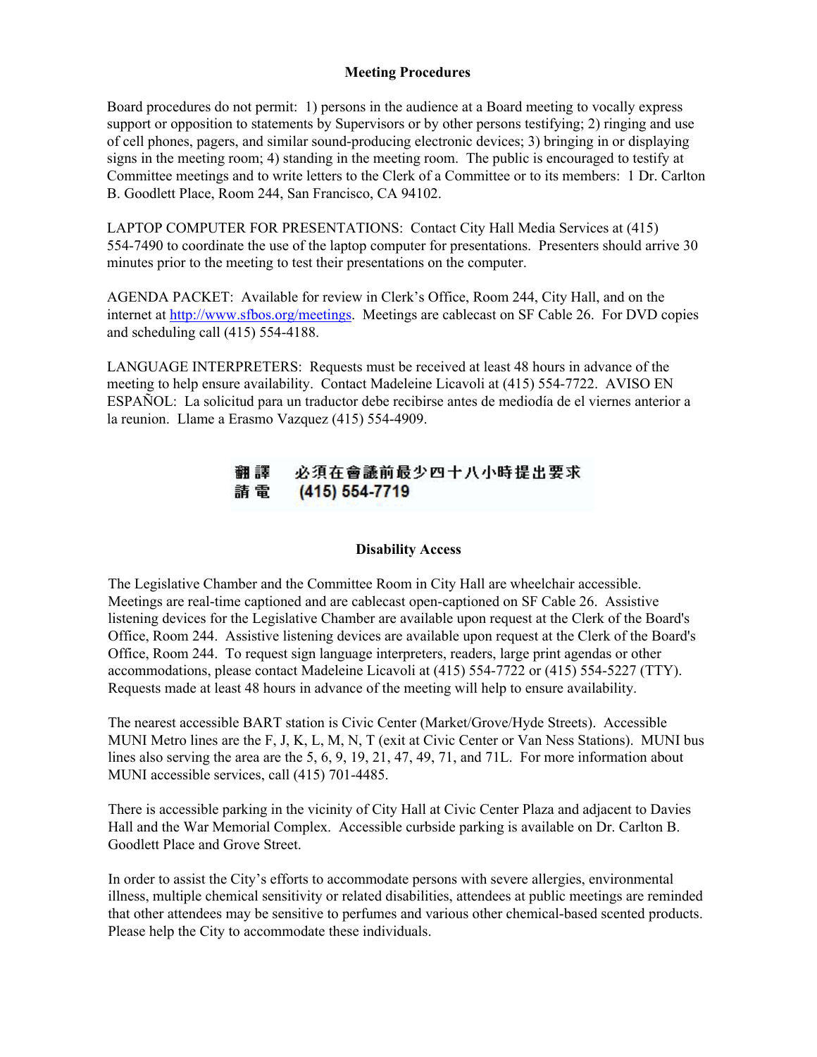**Meeting Procedures**

Board procedures do not permit: 1) persons in the audience at a Board meeting to vocally express support or opposition to statements by Supervisors or by other persons testifying; 2) ringing and use of cell phones, pagers, and similar sound-producing electronic devices; 3) bringing in or displaying signs in the meeting room; 4) standing in the meeting room. The public is encouraged to testify at Committee meetings and to write letters to the Clerk of a Committee or to its members: 1 Dr. Carlton B. Goodlett Place, Room 244, San Francisco, CA 94102.

LAPTOP COMPUTER FOR PRESENTATIONS: Contact City Hall Media Services at (415) 554-7490 to coordinate the use of the laptop computer for presentations. Presenters should arrive 30 minutes prior to the meeting to test their presentations on the computer.

AGENDA PACKET: Available for review in Clerk's Office, Room 244, City Hall, and on the internet at http://www.sfbos.org/meetings. Meetings are cablecast on SF Cable 26. For DVD copies and scheduling call (415) 554-4188.

LANGUAGE INTERPRETERS: Requests must be received at least 48 hours in advance of the meeting to help ensure availability. Contact Madeleine Licavoli at (415) 554-7722. AVISO EN ESPAÑOL: La solicitud para un traductor debe recibirse antes de mediodía de el viernes anterior a la reunion. Llame a Erasmo Vazquez (415) 554-4909.

翻譯　必須在會議前最少四十八小時提出要求
請電　(415) 554-7719

**Disability Access**

The Legislative Chamber and the Committee Room in City Hall are wheelchair accessible. Meetings are real-time captioned and are cablecast open-captioned on SF Cable 26. Assistive listening devices for the Legislative Chamber are available upon request at the Clerk of the Board's Office, Room 244. Assistive listening devices are available upon request at the Clerk of the Board's Office, Room 244. To request sign language interpreters, readers, large print agendas or other accommodations, please contact Madeleine Licavoli at (415) 554-7722 or (415) 554-5227 (TTY). Requests made at least 48 hours in advance of the meeting will help to ensure availability.

The nearest accessible BART station is Civic Center (Market/Grove/Hyde Streets). Accessible MUNI Metro lines are the F, J, K, L, M, N, T (exit at Civic Center or Van Ness Stations). MUNI bus lines also serving the area are the 5, 6, 9, 19, 21, 47, 49, 71, and 71L. For more information about MUNI accessible services, call (415) 701-4485.

There is accessible parking in the vicinity of City Hall at Civic Center Plaza and adjacent to Davies Hall and the War Memorial Complex. Accessible curbside parking is available on Dr. Carlton B. Goodlett Place and Grove Street.

In order to assist the City's efforts to accommodate persons with severe allergies, environmental illness, multiple chemical sensitivity or related disabilities, attendees at public meetings are reminded that other attendees may be sensitive to perfumes and various other chemical-based scented products. Please help the City to accommodate these individuals.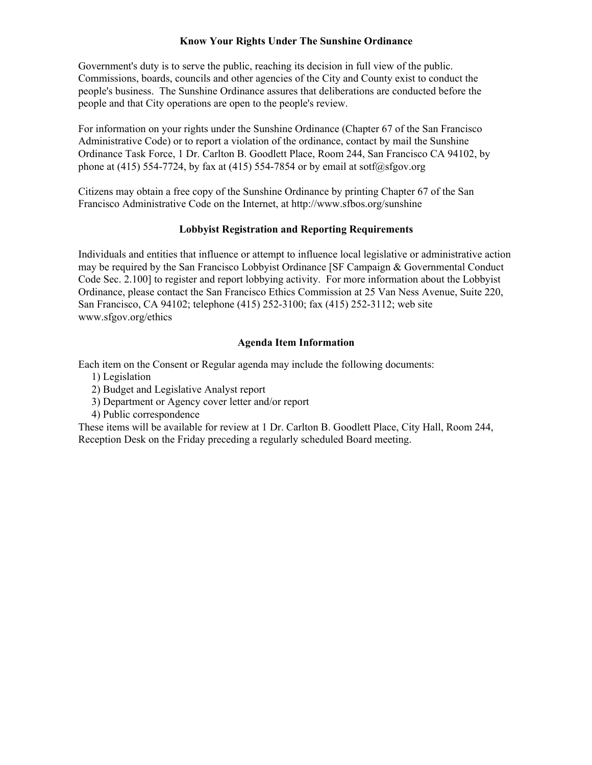## Know Your Rights Under The Sunshine Ordinance

Government's duty is to serve the public, reaching its decision in full view of the public. Commissions, boards, councils and other agencies of the City and County exist to conduct the people's business. The Sunshine Ordinance assures that deliberations are conducted before the people and that City operations are open to the people's review.

For information on your rights under the Sunshine Ordinance (Chapter 67 of the San Francisco Administrative Code) or to report a violation of the ordinance, contact by mail the Sunshine Ordinance Task Force, 1 Dr. Carlton B. Goodlett Place, Room 244, San Francisco CA 94102, by phone at (415) 554-7724, by fax at (415) 554-7854 or by email at sotf@sfgov.org

Citizens may obtain a free copy of the Sunshine Ordinance by printing Chapter 67 of the San Francisco Administrative Code on the Internet, at http://www.sfbos.org/sunshine

## Lobbyist Registration and Reporting Requirements

Individuals and entities that influence or attempt to influence local legislative or administrative action may be required by the San Francisco Lobbyist Ordinance [SF Campaign & Governmental Conduct Code Sec. 2.100] to register and report lobbying activity. For more information about the Lobbyist Ordinance, please contact the San Francisco Ethics Commission at 25 Van Ness Avenue, Suite 220, San Francisco, CA 94102; telephone (415) 252-3100; fax (415) 252-3112; web site www.sfgov.org/ethics

## Agenda Item Information

Each item on the Consent or Regular agenda may include the following documents:

1) Legislation
2) Budget and Legislative Analyst report
3) Department or Agency cover letter and/or report
4) Public correspondence

These items will be available for review at 1 Dr. Carlton B. Goodlett Place, City Hall, Room 244, Reception Desk on the Friday preceding a regularly scheduled Board meeting.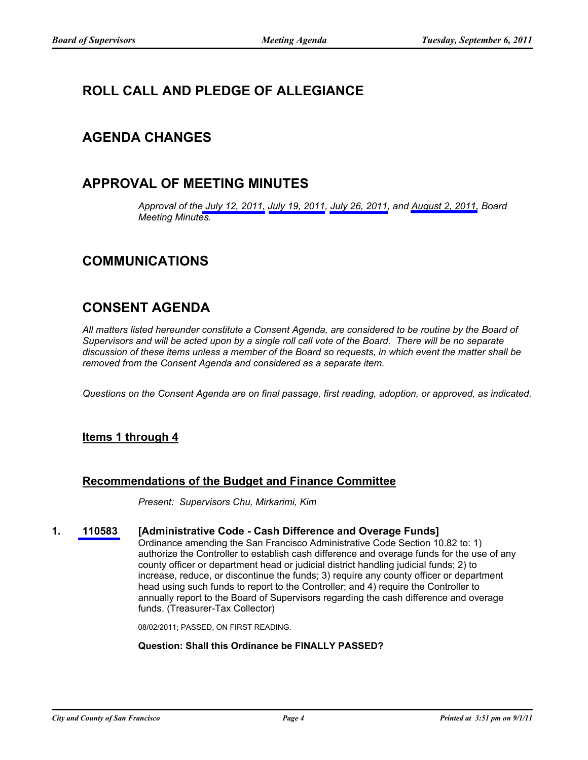## ROLL CALL AND PLEDGE OF ALLEGIANCE

## AGENDA CHANGES

## APPROVAL OF MEETING MINUTES

*Approval of the July 12, 2011, July 19, 2011, July 26, 2011, and August 2, 2011, Board Meeting Minutes.*

## COMMUNICATIONS

## CONSENT AGENDA

*All matters listed hereunder constitute a Consent Agenda, are considered to be routine by the Board of Supervisors and will be acted upon by a single roll call vote of the Board. There will be no separate discussion of these items unless a member of the Board so requests, in which event the matter shall be removed from the Consent Agenda and considered as a separate item.*

*Questions on the Consent Agenda are on final passage, first reading, adoption, or approved, as indicated.*

### Items 1 through 4

### Recommendations of the Budget and Finance Committee

*Present: Supervisors Chu, Mirkarimi, Kim*

**1. 110583 [Administrative Code - Cash Difference and Overage Funds]**

Ordinance amending the San Francisco Administrative Code Section 10.82 to: 1) authorize the Controller to establish cash difference and overage funds for the use of any county officer or department head or judicial district handling judicial funds; 2) to increase, reduce, or discontinue the funds; 3) require any county officer or department head using such funds to report to the Controller; and 4) require the Controller to annually report to the Board of Supervisors regarding the cash difference and overage funds. (Treasurer-Tax Collector)

08/02/2011; PASSED, ON FIRST READING.

**Question: Shall this Ordinance be FINALLY PASSED?**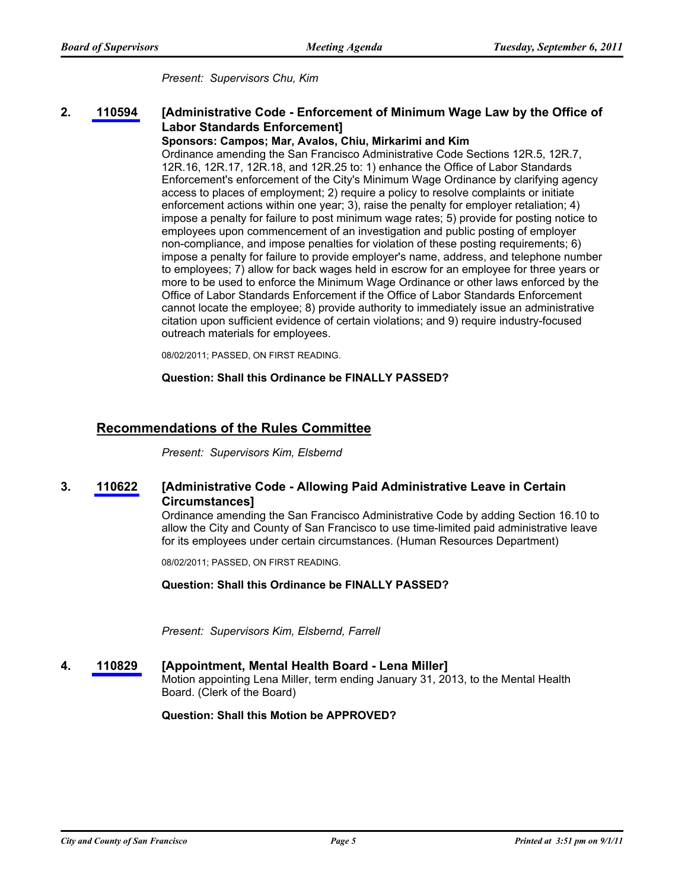*Present: Supervisors Chu, Kim*

**2. 110594 [Administrative Code - Enforcement of Minimum Wage Law by the Office of Labor Standards Enforcement]**

**Sponsors: Campos; Mar, Avalos, Chiu, Mirkarimi and Kim**

Ordinance amending the San Francisco Administrative Code Sections 12R.5, 12R.7, 12R.16, 12R.17, 12R.18, and 12R.25 to: 1) enhance the Office of Labor Standards Enforcement's enforcement of the City's Minimum Wage Ordinance by clarifying agency access to places of employment; 2) require a policy to resolve complaints or initiate enforcement actions within one year; 3), raise the penalty for employer retaliation; 4) impose a penalty for failure to post minimum wage rates; 5) provide for posting notice to employees upon commencement of an investigation and public posting of employer non-compliance, and impose penalties for violation of these posting requirements; 6) impose a penalty for failure to provide employer's name, address, and telephone number to employees; 7) allow for back wages held in escrow for an employee for three years or more to be used to enforce the Minimum Wage Ordinance or other laws enforced by the Office of Labor Standards Enforcement if the Office of Labor Standards Enforcement cannot locate the employee; 8) provide authority to immediately issue an administrative citation upon sufficient evidence of certain violations; and 9) require industry-focused outreach materials for employees.

08/02/2011; PASSED, ON FIRST READING.

**Question: Shall this Ordinance be FINALLY PASSED?**

## Recommendations of the Rules Committee

*Present: Supervisors Kim, Elsbernd*

**3. 110622 [Administrative Code - Allowing Paid Administrative Leave in Certain Circumstances]**

Ordinance amending the San Francisco Administrative Code by adding Section 16.10 to allow the City and County of San Francisco to use time-limited paid administrative leave for its employees under certain circumstances. (Human Resources Department)

08/02/2011; PASSED, ON FIRST READING.

**Question: Shall this Ordinance be FINALLY PASSED?**

*Present: Supervisors Kim, Elsbernd, Farrell*

**4. 110829 [Appointment, Mental Health Board - Lena Miller]**

Motion appointing Lena Miller, term ending January 31, 2013, to the Mental Health Board. (Clerk of the Board)

**Question: Shall this Motion be APPROVED?**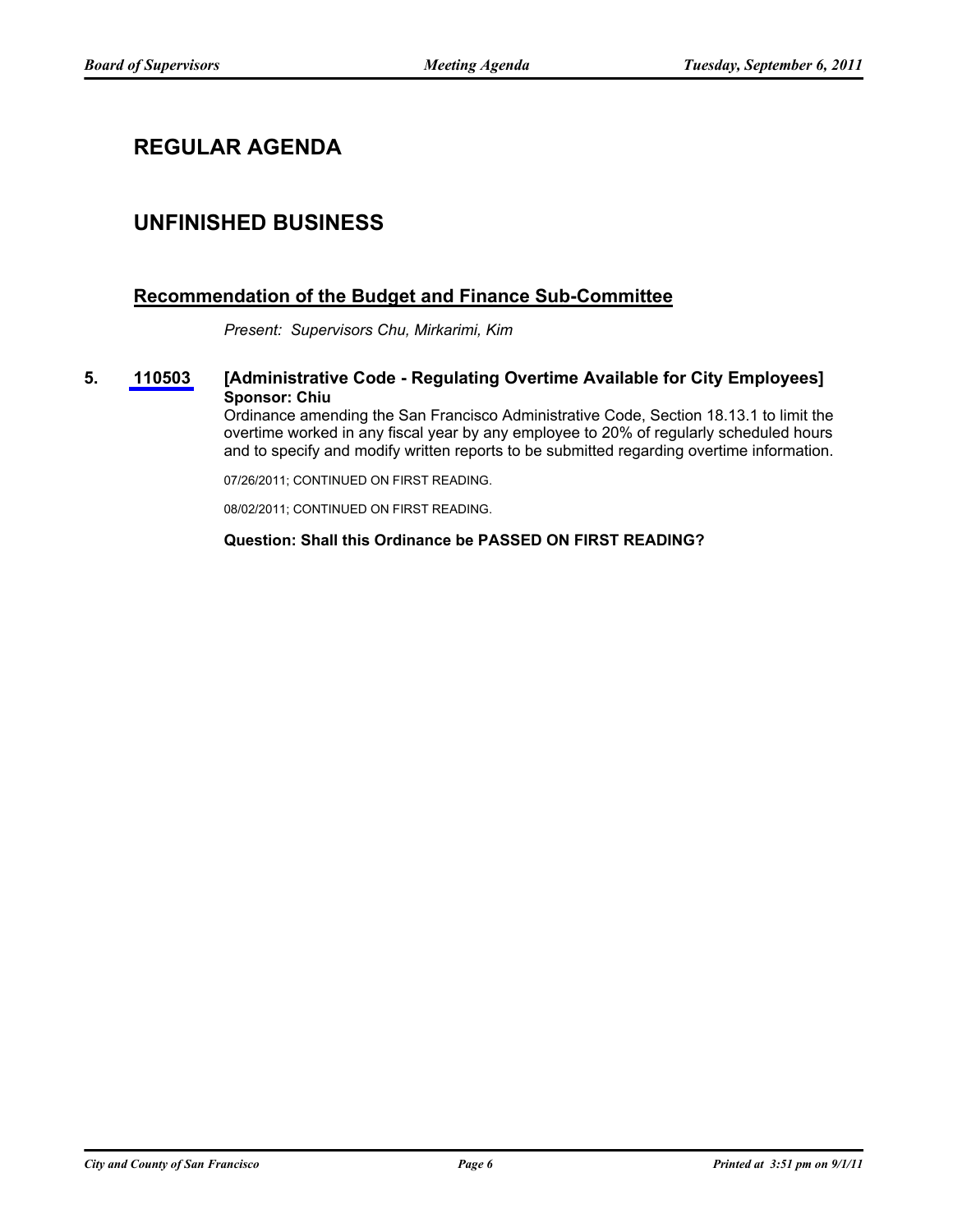## REGULAR AGENDA

## UNFINISHED BUSINESS

### Recommendation of the Budget and Finance Sub-Committee

*Present: Supervisors Chu, Mirkarimi, Kim*

**5. 110503 [Administrative Code - Regulating Overtime Available for City Employees]**
**Sponsor: Chiu**

Ordinance amending the San Francisco Administrative Code, Section 18.13.1 to limit the overtime worked in any fiscal year by any employee to 20% of regularly scheduled hours and to specify and modify written reports to be submitted regarding overtime information.

07/26/2011; CONTINUED ON FIRST READING.

08/02/2011; CONTINUED ON FIRST READING.

**Question: Shall this Ordinance be PASSED ON FIRST READING?**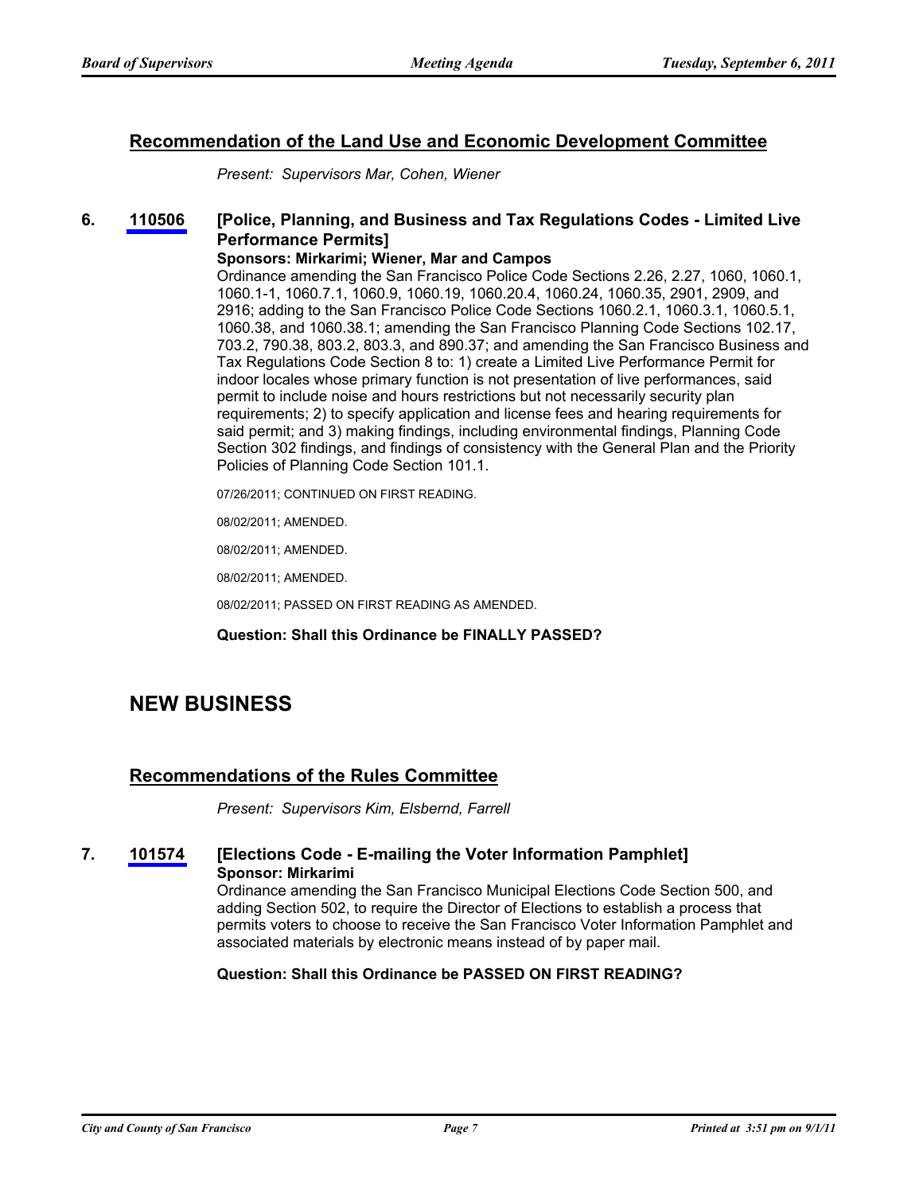### Recommendation of the Land Use and Economic Development Committee

*Present: Supervisors Mar, Cohen, Wiener*

**6. 110506 [Police, Planning, and Business and Tax Regulations Codes - Limited Live Performance Permits]**

**Sponsors: Mirkarimi; Wiener, Mar and Campos**

Ordinance amending the San Francisco Police Code Sections 2.26, 2.27, 1060, 1060.1, 1060.1-1, 1060.7.1, 1060.9, 1060.19, 1060.20.4, 1060.24, 1060.35, 2901, 2909, and 2916; adding to the San Francisco Police Code Sections 1060.2.1, 1060.3.1, 1060.5.1, 1060.38, and 1060.38.1; amending the San Francisco Planning Code Sections 102.17, 703.2, 790.38, 803.2, 803.3, and 890.37; and amending the San Francisco Business and Tax Regulations Code Section 8 to: 1) create a Limited Live Performance Permit for indoor locales whose primary function is not presentation of live performances, said permit to include noise and hours restrictions but not necessarily security plan requirements; 2) to specify application and license fees and hearing requirements for said permit; and 3) making findings, including environmental findings, Planning Code Section 302 findings, and findings of consistency with the General Plan and the Priority Policies of Planning Code Section 101.1.

07/26/2011; CONTINUED ON FIRST READING.

08/02/2011; AMENDED.

08/02/2011; AMENDED.

08/02/2011; AMENDED.

08/02/2011; PASSED ON FIRST READING AS AMENDED.

**Question: Shall this Ordinance be FINALLY PASSED?**

## NEW BUSINESS

### Recommendations of the Rules Committee

*Present: Supervisors Kim, Elsbernd, Farrell*

**7. 101574 [Elections Code - E-mailing the Voter Information Pamphlet]**

**Sponsor: Mirkarimi**

Ordinance amending the San Francisco Municipal Elections Code Section 500, and adding Section 502, to require the Director of Elections to establish a process that permits voters to choose to receive the San Francisco Voter Information Pamphlet and associated materials by electronic means instead of by paper mail.

**Question: Shall this Ordinance be PASSED ON FIRST READING?**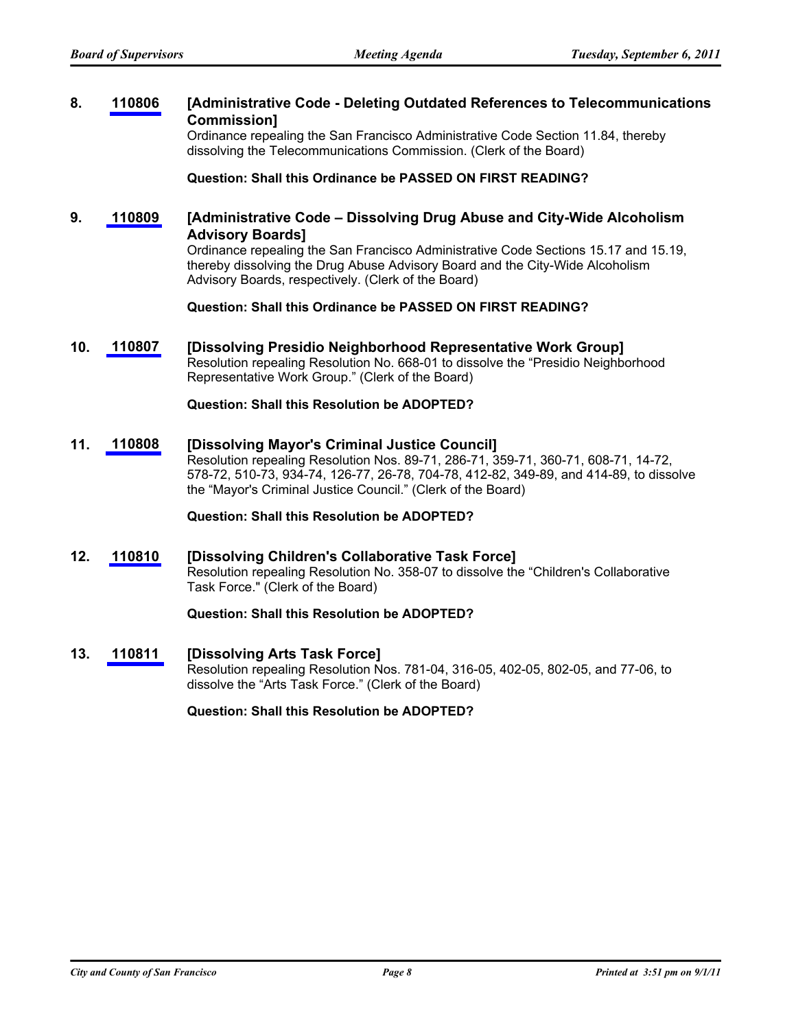**8. 110806 [Administrative Code - Deleting Outdated References to Telecommunications Commission]**

Ordinance repealing the San Francisco Administrative Code Section 11.84, thereby dissolving the Telecommunications Commission. (Clerk of the Board)

**Question: Shall this Ordinance be PASSED ON FIRST READING?**

**9. 110809 [Administrative Code – Dissolving Drug Abuse and City-Wide Alcoholism Advisory Boards]**

Ordinance repealing the San Francisco Administrative Code Sections 15.17 and 15.19, thereby dissolving the Drug Abuse Advisory Board and the City-Wide Alcoholism Advisory Boards, respectively. (Clerk of the Board)

**Question: Shall this Ordinance be PASSED ON FIRST READING?**

**10. 110807 [Dissolving Presidio Neighborhood Representative Work Group]**

Resolution repealing Resolution No. 668-01 to dissolve the "Presidio Neighborhood Representative Work Group." (Clerk of the Board)

**Question: Shall this Resolution be ADOPTED?**

**11. 110808 [Dissolving Mayor's Criminal Justice Council]**

Resolution repealing Resolution Nos. 89-71, 286-71, 359-71, 360-71, 608-71, 14-72, 578-72, 510-73, 934-74, 126-77, 26-78, 704-78, 412-82, 349-89, and 414-89, to dissolve the "Mayor's Criminal Justice Council." (Clerk of the Board)

**Question: Shall this Resolution be ADOPTED?**

**12. 110810 [Dissolving Children's Collaborative Task Force]**

Resolution repealing Resolution No. 358-07 to dissolve the "Children's Collaborative Task Force." (Clerk of the Board)

**Question: Shall this Resolution be ADOPTED?**

**13. 110811 [Dissolving Arts Task Force]**

Resolution repealing Resolution Nos. 781-04, 316-05, 402-05, 802-05, and 77-06, to dissolve the "Arts Task Force." (Clerk of the Board)

**Question: Shall this Resolution be ADOPTED?**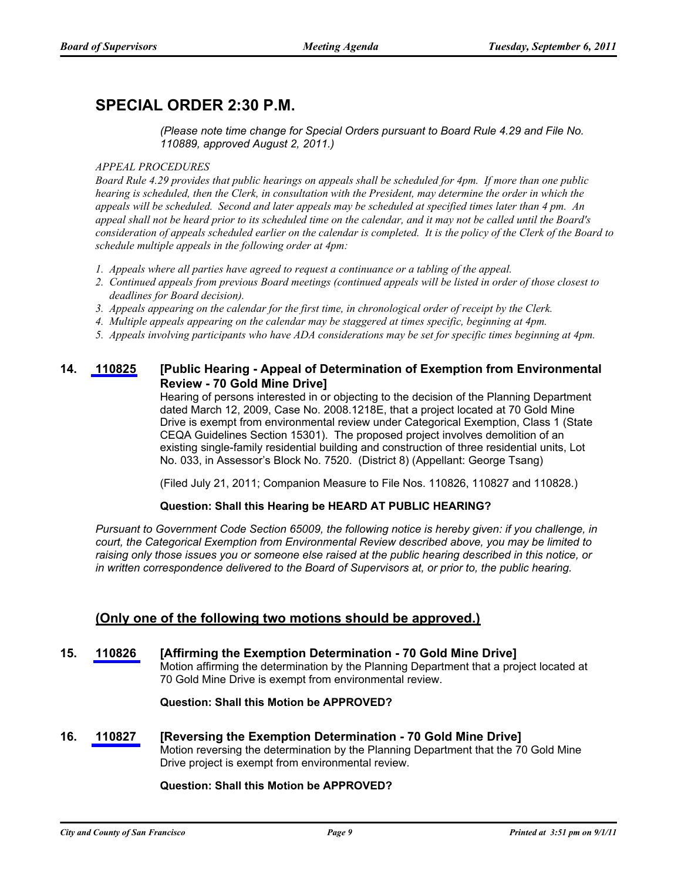## SPECIAL ORDER 2:30 P.M.

*(Please note time change for Special Orders pursuant to Board Rule 4.29 and File No. 110889, approved August 2, 2011.)*

*APPEAL PROCEDURES*

*Board Rule 4.29 provides that public hearings on appeals shall be scheduled for 4pm. If more than one public hearing is scheduled, then the Clerk, in consultation with the President, may determine the order in which the appeals will be scheduled. Second and later appeals may be scheduled at specified times later than 4 pm. An appeal shall not be heard prior to its scheduled time on the calendar, and it may not be called until the Board's consideration of appeals scheduled earlier on the calendar is completed. It is the policy of the Clerk of the Board to schedule multiple appeals in the following order at 4pm:*

1. *Appeals where all parties have agreed to request a continuance or a tabling of the appeal.*
2. *Continued appeals from previous Board meetings (continued appeals will be listed in order of those closest to deadlines for Board decision).*
3. *Appeals appearing on the calendar for the first time, in chronological order of receipt by the Clerk.*
4. *Multiple appeals appearing on the calendar may be staggered at times specific, beginning at 4pm.*
5. *Appeals involving participants who have ADA considerations may be set for specific times beginning at 4pm.*

**14. 110825 [Public Hearing - Appeal of Determination of Exemption from Environmental Review - 70 Gold Mine Drive]**

Hearing of persons interested in or objecting to the decision of the Planning Department dated March 12, 2009, Case No. 2008.1218E, that a project located at 70 Gold Mine Drive is exempt from environmental review under Categorical Exemption, Class 1 (State CEQA Guidelines Section 15301). The proposed project involves demolition of an existing single-family residential building and construction of three residential units, Lot No. 033, in Assessor's Block No. 7520. (District 8) (Appellant: George Tsang)

(Filed July 21, 2011; Companion Measure to File Nos. 110826, 110827 and 110828.)

**Question: Shall this Hearing be HEARD AT PUBLIC HEARING?**

*Pursuant to Government Code Section 65009, the following notice is hereby given: if you challenge, in court, the Categorical Exemption from Environmental Review described above, you may be limited to raising only those issues you or someone else raised at the public hearing described in this notice, or in written correspondence delivered to the Board of Supervisors at, or prior to, the public hearing.*

### (Only one of the following two motions should be approved.)

**15. 110826 [Affirming the Exemption Determination - 70 Gold Mine Drive]**

Motion affirming the determination by the Planning Department that a project located at 70 Gold Mine Drive is exempt from environmental review.

**Question: Shall this Motion be APPROVED?**

**16. 110827 [Reversing the Exemption Determination - 70 Gold Mine Drive]**

Motion reversing the determination by the Planning Department that the 70 Gold Mine Drive project is exempt from environmental review.

**Question: Shall this Motion be APPROVED?**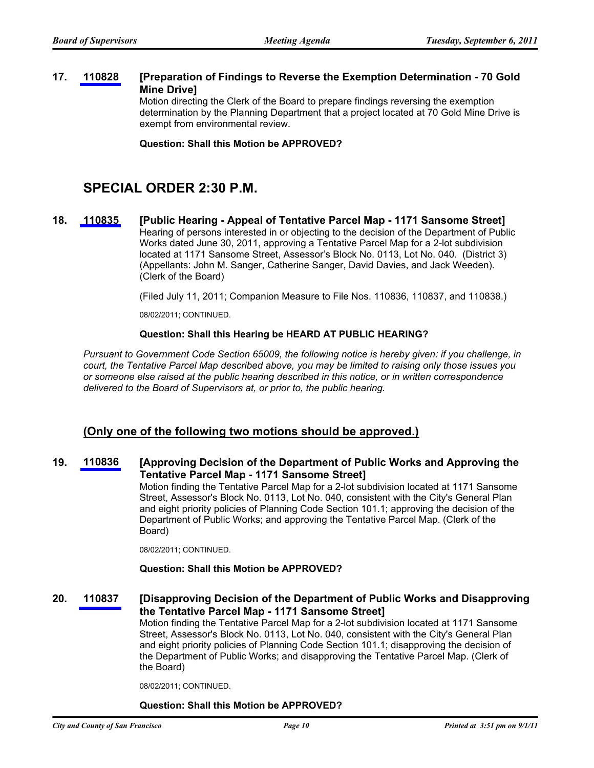**17. 110828 [Preparation of Findings to Reverse the Exemption Determination - 70 Gold Mine Drive]**

Motion directing the Clerk of the Board to prepare findings reversing the exemption determination by the Planning Department that a project located at 70 Gold Mine Drive is exempt from environmental review.

**Question: Shall this Motion be APPROVED?**

## SPECIAL ORDER 2:30 P.M.

**18. 110835 [Public Hearing - Appeal of Tentative Parcel Map - 1171 Sansome Street]**

Hearing of persons interested in or objecting to the decision of the Department of Public Works dated June 30, 2011, approving a Tentative Parcel Map for a 2-lot subdivision located at 1171 Sansome Street, Assessor's Block No. 0113, Lot No. 040. (District 3) (Appellants: John M. Sanger, Catherine Sanger, David Davies, and Jack Weeden). (Clerk of the Board)

(Filed July 11, 2011; Companion Measure to File Nos. 110836, 110837, and 110838.)

08/02/2011; CONTINUED.

**Question: Shall this Hearing be HEARD AT PUBLIC HEARING?**

*Pursuant to Government Code Section 65009, the following notice is hereby given: if you challenge, in court, the Tentative Parcel Map described above, you may be limited to raising only those issues you or someone else raised at the public hearing described in this notice, or in written correspondence delivered to the Board of Supervisors at, or prior to, the public hearing.*

### (Only one of the following two motions should be approved.)

**19. 110836 [Approving Decision of the Department of Public Works and Approving the Tentative Parcel Map - 1171 Sansome Street]**

Motion finding the Tentative Parcel Map for a 2-lot subdivision located at 1171 Sansome Street, Assessor's Block No. 0113, Lot No. 040, consistent with the City's General Plan and eight priority policies of Planning Code Section 101.1; approving the decision of the Department of Public Works; and approving the Tentative Parcel Map. (Clerk of the Board)

08/02/2011; CONTINUED.

**Question: Shall this Motion be APPROVED?**

**20. 110837 [Disapproving Decision of the Department of Public Works and Disapproving the Tentative Parcel Map - 1171 Sansome Street]**

Motion finding the Tentative Parcel Map for a 2-lot subdivision located at 1171 Sansome Street, Assessor's Block No. 0113, Lot No. 040, consistent with the City's General Plan and eight priority policies of Planning Code Section 101.1; disapproving the decision of the Department of Public Works; and disapproving the Tentative Parcel Map. (Clerk of the Board)

08/02/2011; CONTINUED.

**Question: Shall this Motion be APPROVED?**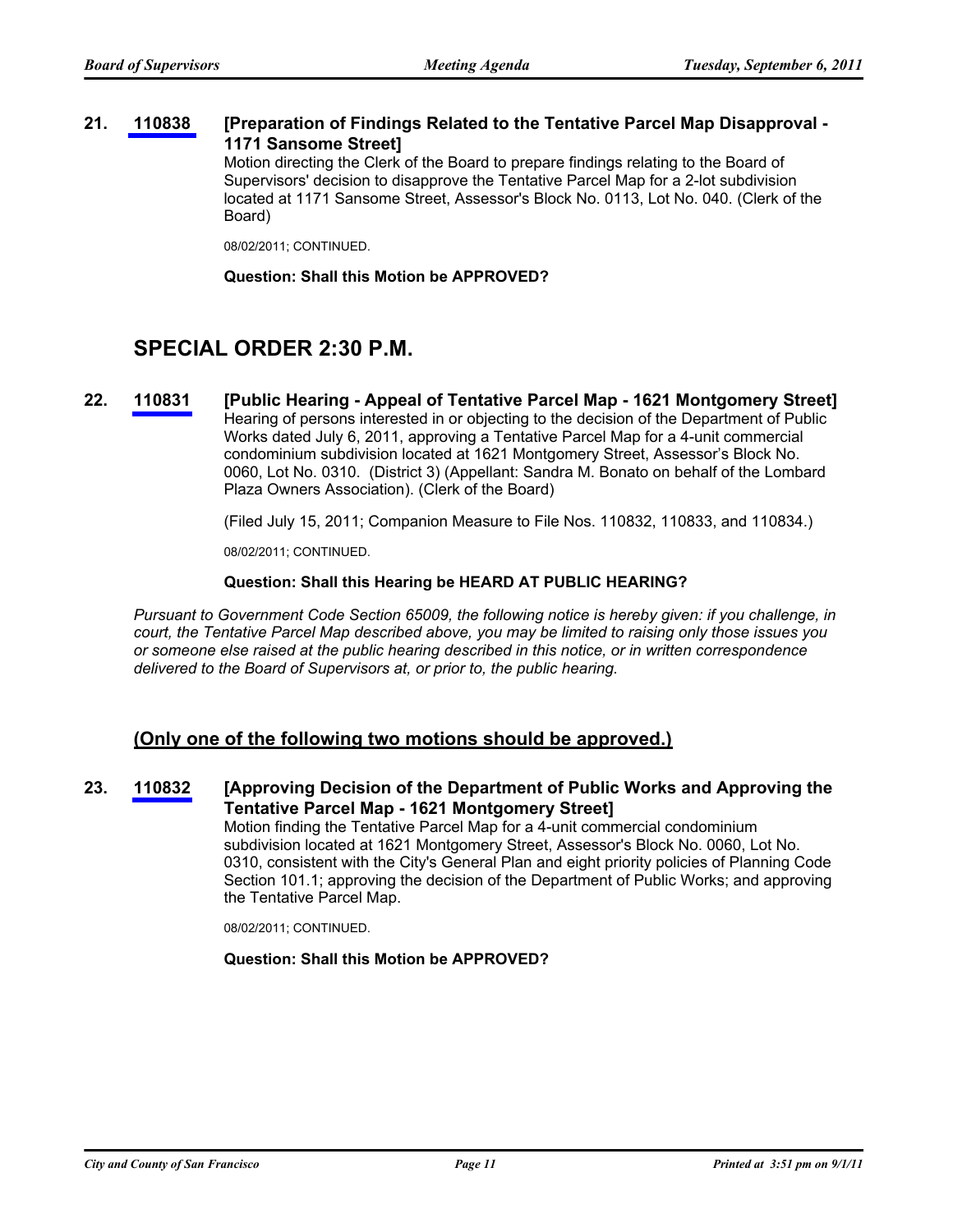**21. 110838 [Preparation of Findings Related to the Tentative Parcel Map Disapproval - 1171 Sansome Street]**

Motion directing the Clerk of the Board to prepare findings relating to the Board of Supervisors' decision to disapprove the Tentative Parcel Map for a 2-lot subdivision located at 1171 Sansome Street, Assessor's Block No. 0113, Lot No. 040. (Clerk of the Board)

08/02/2011; CONTINUED.

**Question: Shall this Motion be APPROVED?**

## SPECIAL ORDER 2:30 P.M.

**22. 110831 [Public Hearing - Appeal of Tentative Parcel Map - 1621 Montgomery Street]**

Hearing of persons interested in or objecting to the decision of the Department of Public Works dated July 6, 2011, approving a Tentative Parcel Map for a 4-unit commercial condominium subdivision located at 1621 Montgomery Street, Assessor's Block No. 0060, Lot No. 0310. (District 3) (Appellant: Sandra M. Bonato on behalf of the Lombard Plaza Owners Association). (Clerk of the Board)

(Filed July 15, 2011; Companion Measure to File Nos. 110832, 110833, and 110834.)

08/02/2011; CONTINUED.

**Question: Shall this Hearing be HEARD AT PUBLIC HEARING?**

*Pursuant to Government Code Section 65009, the following notice is hereby given: if you challenge, in court, the Tentative Parcel Map described above, you may be limited to raising only those issues you or someone else raised at the public hearing described in this notice, or in written correspondence delivered to the Board of Supervisors at, or prior to, the public hearing.*

### (Only one of the following two motions should be approved.)

**23. 110832 [Approving Decision of the Department of Public Works and Approving the Tentative Parcel Map - 1621 Montgomery Street]**

Motion finding the Tentative Parcel Map for a 4-unit commercial condominium subdivision located at 1621 Montgomery Street, Assessor's Block No. 0060, Lot No. 0310, consistent with the City's General Plan and eight priority policies of Planning Code Section 101.1; approving the decision of the Department of Public Works; and approving the Tentative Parcel Map.

08/02/2011; CONTINUED.

**Question: Shall this Motion be APPROVED?**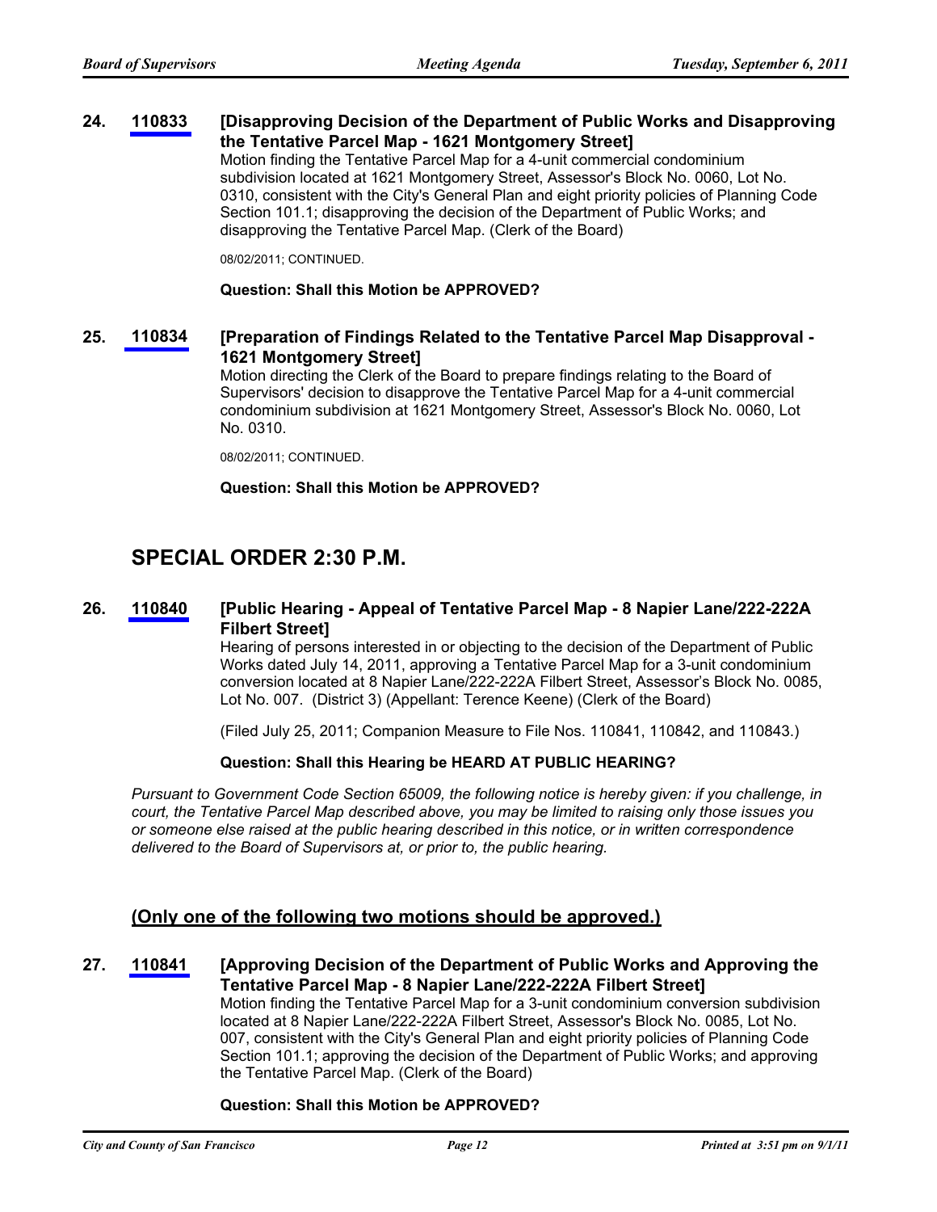**24. 110833 [Disapproving Decision of the Department of Public Works and Disapproving the Tentative Parcel Map - 1621 Montgomery Street]**

Motion finding the Tentative Parcel Map for a 4-unit commercial condominium subdivision located at 1621 Montgomery Street, Assessor's Block No. 0060, Lot No. 0310, consistent with the City's General Plan and eight priority policies of Planning Code Section 101.1; disapproving the decision of the Department of Public Works; and disapproving the Tentative Parcel Map. (Clerk of the Board)

08/02/2011; CONTINUED.

**Question: Shall this Motion be APPROVED?**

**25. 110834 [Preparation of Findings Related to the Tentative Parcel Map Disapproval - 1621 Montgomery Street]**

Motion directing the Clerk of the Board to prepare findings relating to the Board of Supervisors' decision to disapprove the Tentative Parcel Map for a 4-unit commercial condominium subdivision at 1621 Montgomery Street, Assessor's Block No. 0060, Lot No. 0310.

08/02/2011; CONTINUED.

**Question: Shall this Motion be APPROVED?**

## SPECIAL ORDER 2:30 P.M.

**26. 110840 [Public Hearing - Appeal of Tentative Parcel Map - 8 Napier Lane/222-222A Filbert Street]**

Hearing of persons interested in or objecting to the decision of the Department of Public Works dated July 14, 2011, approving a Tentative Parcel Map for a 3-unit condominium conversion located at 8 Napier Lane/222-222A Filbert Street, Assessor's Block No. 0085, Lot No. 007. (District 3) (Appellant: Terence Keene) (Clerk of the Board)

(Filed July 25, 2011; Companion Measure to File Nos. 110841, 110842, and 110843.)

**Question: Shall this Hearing be HEARD AT PUBLIC HEARING?**

*Pursuant to Government Code Section 65009, the following notice is hereby given: if you challenge, in court, the Tentative Parcel Map described above, you may be limited to raising only those issues you or someone else raised at the public hearing described in this notice, or in written correspondence delivered to the Board of Supervisors at, or prior to, the public hearing.*

### (Only one of the following two motions should be approved.)

**27. 110841 [Approving Decision of the Department of Public Works and Approving the Tentative Parcel Map - 8 Napier Lane/222-222A Filbert Street]**

Motion finding the Tentative Parcel Map for a 3-unit condominium conversion subdivision located at 8 Napier Lane/222-222A Filbert Street, Assessor's Block No. 0085, Lot No. 007, consistent with the City's General Plan and eight priority policies of Planning Code Section 101.1; approving the decision of the Department of Public Works; and approving the Tentative Parcel Map. (Clerk of the Board)

**Question: Shall this Motion be APPROVED?**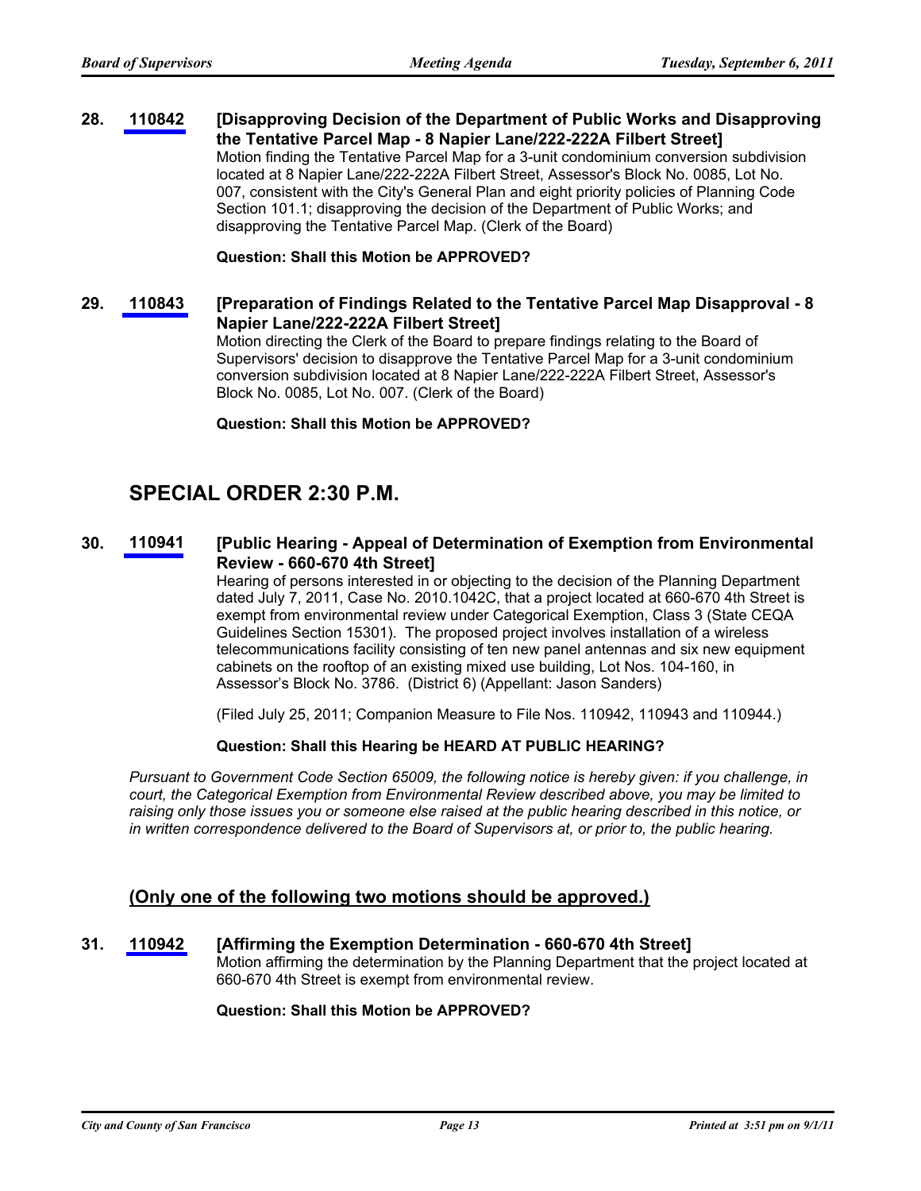**28. 110842 [Disapproving Decision of the Department of Public Works and Disapproving the Tentative Parcel Map - 8 Napier Lane/222-222A Filbert Street]**

Motion finding the Tentative Parcel Map for a 3-unit condominium conversion subdivision located at 8 Napier Lane/222-222A Filbert Street, Assessor's Block No. 0085, Lot No. 007, consistent with the City's General Plan and eight priority policies of Planning Code Section 101.1; disapproving the decision of the Department of Public Works; and disapproving the Tentative Parcel Map. (Clerk of the Board)

**Question: Shall this Motion be APPROVED?**

**29. 110843 [Preparation of Findings Related to the Tentative Parcel Map Disapproval - 8 Napier Lane/222-222A Filbert Street]**

Motion directing the Clerk of the Board to prepare findings relating to the Board of Supervisors' decision to disapprove the Tentative Parcel Map for a 3-unit condominium conversion subdivision located at 8 Napier Lane/222-222A Filbert Street, Assessor's Block No. 0085, Lot No. 007. (Clerk of the Board)

**Question: Shall this Motion be APPROVED?**

## SPECIAL ORDER 2:30 P.M.

**30. 110941 [Public Hearing - Appeal of Determination of Exemption from Environmental Review - 660-670 4th Street]**

Hearing of persons interested in or objecting to the decision of the Planning Department dated July 7, 2011, Case No. 2010.1042C, that a project located at 660-670 4th Street is exempt from environmental review under Categorical Exemption, Class 3 (State CEQA Guidelines Section 15301). The proposed project involves installation of a wireless telecommunications facility consisting of ten new panel antennas and six new equipment cabinets on the rooftop of an existing mixed use building, Lot Nos. 104-160, in Assessor's Block No. 3786. (District 6) (Appellant: Jason Sanders)

(Filed July 25, 2011; Companion Measure to File Nos. 110942, 110943 and 110944.)

**Question: Shall this Hearing be HEARD AT PUBLIC HEARING?**

*Pursuant to Government Code Section 65009, the following notice is hereby given: if you challenge, in court, the Categorical Exemption from Environmental Review described above, you may be limited to raising only those issues you or someone else raised at the public hearing described in this notice, or in written correspondence delivered to the Board of Supervisors at, or prior to, the public hearing.*

### <u>(Only one of the following two motions should be approved.)</u>

**31. 110942 [Affirming the Exemption Determination - 660-670 4th Street]**

Motion affirming the determination by the Planning Department that the project located at 660-670 4th Street is exempt from environmental review.

**Question: Shall this Motion be APPROVED?**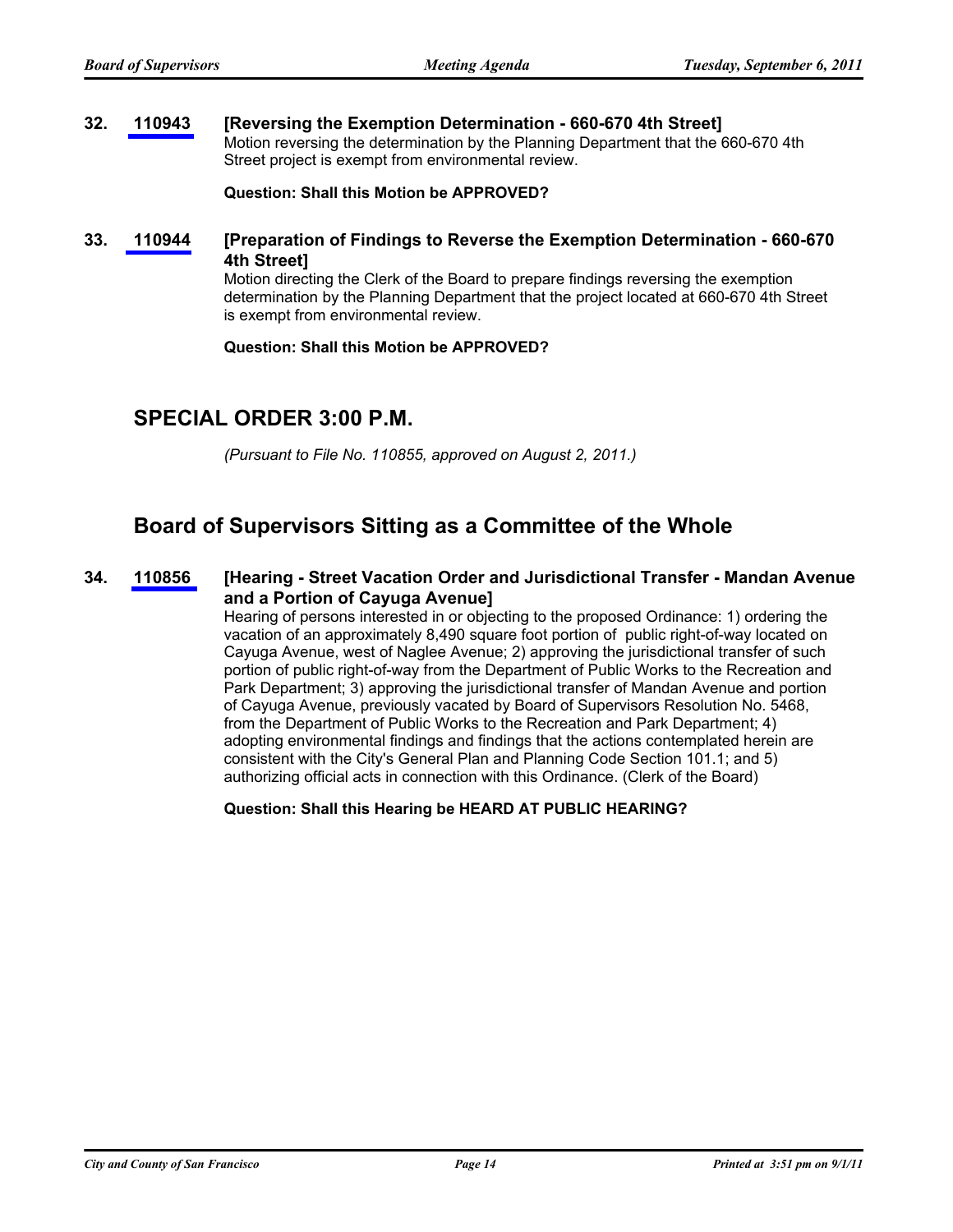**32. 110943 [Reversing the Exemption Determination - 660-670 4th Street]**

Motion reversing the determination by the Planning Department that the 660-670 4th Street project is exempt from environmental review.

**Question: Shall this Motion be APPROVED?**

**33. 110944 [Preparation of Findings to Reverse the Exemption Determination - 660-670 4th Street]**

Motion directing the Clerk of the Board to prepare findings reversing the exemption determination by the Planning Department that the project located at 660-670 4th Street is exempt from environmental review.

**Question: Shall this Motion be APPROVED?**

## SPECIAL ORDER 3:00 P.M.

*(Pursuant to File No. 110855, approved on August 2, 2011.)*

## Board of Supervisors Sitting as a Committee of the Whole

**34. 110856 [Hearing - Street Vacation Order and Jurisdictional Transfer - Mandan Avenue and a Portion of Cayuga Avenue]**

Hearing of persons interested in or objecting to the proposed Ordinance: 1) ordering the vacation of an approximately 8,490 square foot portion of public right-of-way located on Cayuga Avenue, west of Naglee Avenue; 2) approving the jurisdictional transfer of such portion of public right-of-way from the Department of Public Works to the Recreation and Park Department; 3) approving the jurisdictional transfer of Mandan Avenue and portion of Cayuga Avenue, previously vacated by Board of Supervisors Resolution No. 5468, from the Department of Public Works to the Recreation and Park Department; 4) adopting environmental findings and findings that the actions contemplated herein are consistent with the City's General Plan and Planning Code Section 101.1; and 5) authorizing official acts in connection with this Ordinance. (Clerk of the Board)

**Question: Shall this Hearing be HEARD AT PUBLIC HEARING?**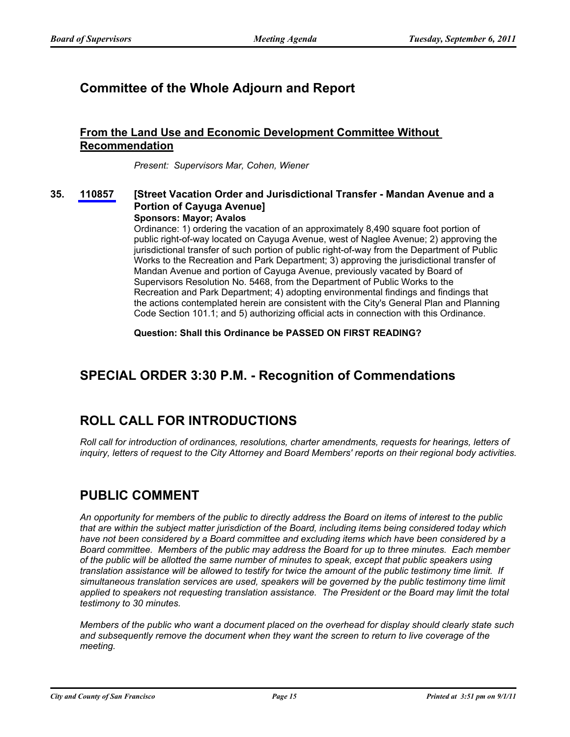## Committee of the Whole Adjourn and Report

### From the Land Use and Economic Development Committee Without Recommendation

*Present: Supervisors Mar, Cohen, Wiener*

**35. 110857 [Street Vacation Order and Jurisdictional Transfer - Mandan Avenue and a Portion of Cayuga Avenue]**

**Sponsors: Mayor; Avalos**

Ordinance: 1) ordering the vacation of an approximately 8,490 square foot portion of public right-of-way located on Cayuga Avenue, west of Naglee Avenue; 2) approving the jurisdictional transfer of such portion of public right-of-way from the Department of Public Works to the Recreation and Park Department; 3) approving the jurisdictional transfer of Mandan Avenue and portion of Cayuga Avenue, previously vacated by Board of Supervisors Resolution No. 5468, from the Department of Public Works to the Recreation and Park Department; 4) adopting environmental findings and findings that the actions contemplated herein are consistent with the City's General Plan and Planning Code Section 101.1; and 5) authorizing official acts in connection with this Ordinance.

**Question: Shall this Ordinance be PASSED ON FIRST READING?**

## SPECIAL ORDER 3:30 P.M. - Recognition of Commendations

## ROLL CALL FOR INTRODUCTIONS

*Roll call for introduction of ordinances, resolutions, charter amendments, requests for hearings, letters of inquiry, letters of request to the City Attorney and Board Members' reports on their regional body activities.*

## PUBLIC COMMENT

*An opportunity for members of the public to directly address the Board on items of interest to the public that are within the subject matter jurisdiction of the Board, including items being considered today which have not been considered by a Board committee and excluding items which have been considered by a Board committee. Members of the public may address the Board for up to three minutes. Each member of the public will be allotted the same number of minutes to speak, except that public speakers using translation assistance will be allowed to testify for twice the amount of the public testimony time limit. If simultaneous translation services are used, speakers will be governed by the public testimony time limit applied to speakers not requesting translation assistance. The President or the Board may limit the total testimony to 30 minutes.*

*Members of the public who want a document placed on the overhead for display should clearly state such and subsequently remove the document when they want the screen to return to live coverage of the meeting.*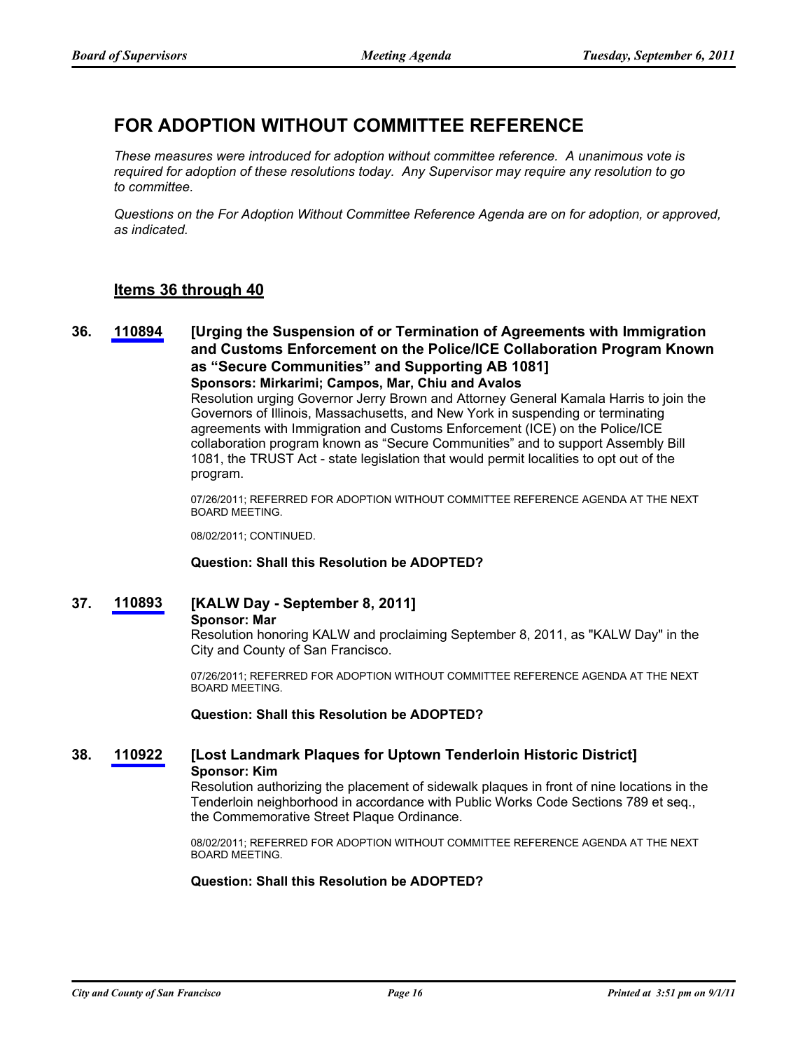## FOR ADOPTION WITHOUT COMMITTEE REFERENCE

*These measures were introduced for adoption without committee reference. A unanimous vote is required for adoption of these resolutions today. Any Supervisor may require any resolution to go to committee.*

*Questions on the For Adoption Without Committee Reference Agenda are on for adoption, or approved, as indicated.*

### Items 36 through 40

**36. 110894 [Urging the Suspension of or Termination of Agreements with Immigration and Customs Enforcement on the Police/ICE Collaboration Program Known as "Secure Communities" and Supporting AB 1081]**

**Sponsors: Mirkarimi; Campos, Mar, Chiu and Avalos**

Resolution urging Governor Jerry Brown and Attorney General Kamala Harris to join the Governors of Illinois, Massachusetts, and New York in suspending or terminating agreements with Immigration and Customs Enforcement (ICE) on the Police/ICE collaboration program known as "Secure Communities" and to support Assembly Bill 1081, the TRUST Act - state legislation that would permit localities to opt out of the program.

07/26/2011; REFERRED FOR ADOPTION WITHOUT COMMITTEE REFERENCE AGENDA AT THE NEXT BOARD MEETING.

08/02/2011; CONTINUED.

**Question: Shall this Resolution be ADOPTED?**

**37. 110893 [KALW Day - September 8, 2011]**

**Sponsor: Mar**

Resolution honoring KALW and proclaiming September 8, 2011, as "KALW Day" in the City and County of San Francisco.

07/26/2011; REFERRED FOR ADOPTION WITHOUT COMMITTEE REFERENCE AGENDA AT THE NEXT BOARD MEETING.

**Question: Shall this Resolution be ADOPTED?**

**38. 110922 [Lost Landmark Plaques for Uptown Tenderloin Historic District]**

**Sponsor: Kim**

Resolution authorizing the placement of sidewalk plaques in front of nine locations in the Tenderloin neighborhood in accordance with Public Works Code Sections 789 et seq., the Commemorative Street Plaque Ordinance.

08/02/2011; REFERRED FOR ADOPTION WITHOUT COMMITTEE REFERENCE AGENDA AT THE NEXT BOARD MEETING.

**Question: Shall this Resolution be ADOPTED?**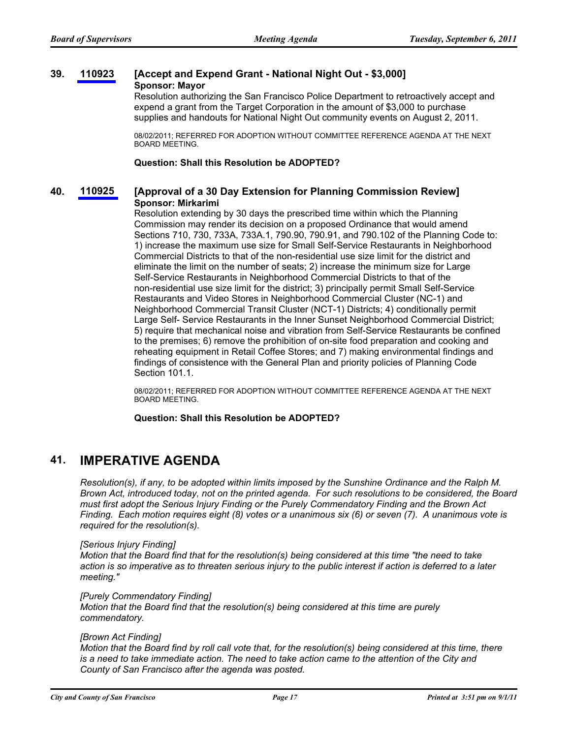### 39. 110923 [Accept and Expend Grant - National Night Out - $3,000]

**Sponsor: Mayor**

Resolution authorizing the San Francisco Police Department to retroactively accept and expend a grant from the Target Corporation in the amount of $3,000 to purchase supplies and handouts for National Night Out community events on August 2, 2011.

08/02/2011; REFERRED FOR ADOPTION WITHOUT COMMITTEE REFERENCE AGENDA AT THE NEXT BOARD MEETING.

**Question: Shall this Resolution be ADOPTED?**

### 40. 110925 [Approval of a 30 Day Extension for Planning Commission Review]

**Sponsor: Mirkarimi**

Resolution extending by 30 days the prescribed time within which the Planning Commission may render its decision on a proposed Ordinance that would amend Sections 710, 730, 733A, 733A.1, 790.90, 790.91, and 790.102 of the Planning Code to: 1) increase the maximum use size for Small Self-Service Restaurants in Neighborhood Commercial Districts to that of the non-residential use size limit for the district and eliminate the limit on the number of seats; 2) increase the minimum size for Large Self-Service Restaurants in Neighborhood Commercial Districts to that of the non-residential use size limit for the district; 3) principally permit Small Self-Service Restaurants and Video Stores in Neighborhood Commercial Cluster (NC-1) and Neighborhood Commercial Transit Cluster (NCT-1) Districts; 4) conditionally permit Large Self- Service Restaurants in the Inner Sunset Neighborhood Commercial District; 5) require that mechanical noise and vibration from Self-Service Restaurants be confined to the premises; 6) remove the prohibition of on-site food preparation and cooking and reheating equipment in Retail Coffee Stores; and 7) making environmental findings and findings of consistence with the General Plan and priority policies of Planning Code Section 101.1.

08/02/2011; REFERRED FOR ADOPTION WITHOUT COMMITTEE REFERENCE AGENDA AT THE NEXT BOARD MEETING.

**Question: Shall this Resolution be ADOPTED?**

## 41. IMPERATIVE AGENDA

*Resolution(s), if any, to be adopted within limits imposed by the Sunshine Ordinance and the Ralph M. Brown Act, introduced today, not on the printed agenda. For such resolutions to be considered, the Board must first adopt the Serious Injury Finding or the Purely Commendatory Finding and the Brown Act Finding. Each motion requires eight (8) votes or a unanimous six (6) or seven (7). A unanimous vote is required for the resolution(s).*

*[Serious Injury Finding]*
*Motion that the Board find that for the resolution(s) being considered at this time "the need to take action is so imperative as to threaten serious injury to the public interest if action is deferred to a later meeting."*

*[Purely Commendatory Finding]*
*Motion that the Board find that the resolution(s) being considered at this time are purely commendatory.*

*[Brown Act Finding]*
*Motion that the Board find by roll call vote that, for the resolution(s) being considered at this time, there is a need to take immediate action. The need to take action came to the attention of the City and County of San Francisco after the agenda was posted.*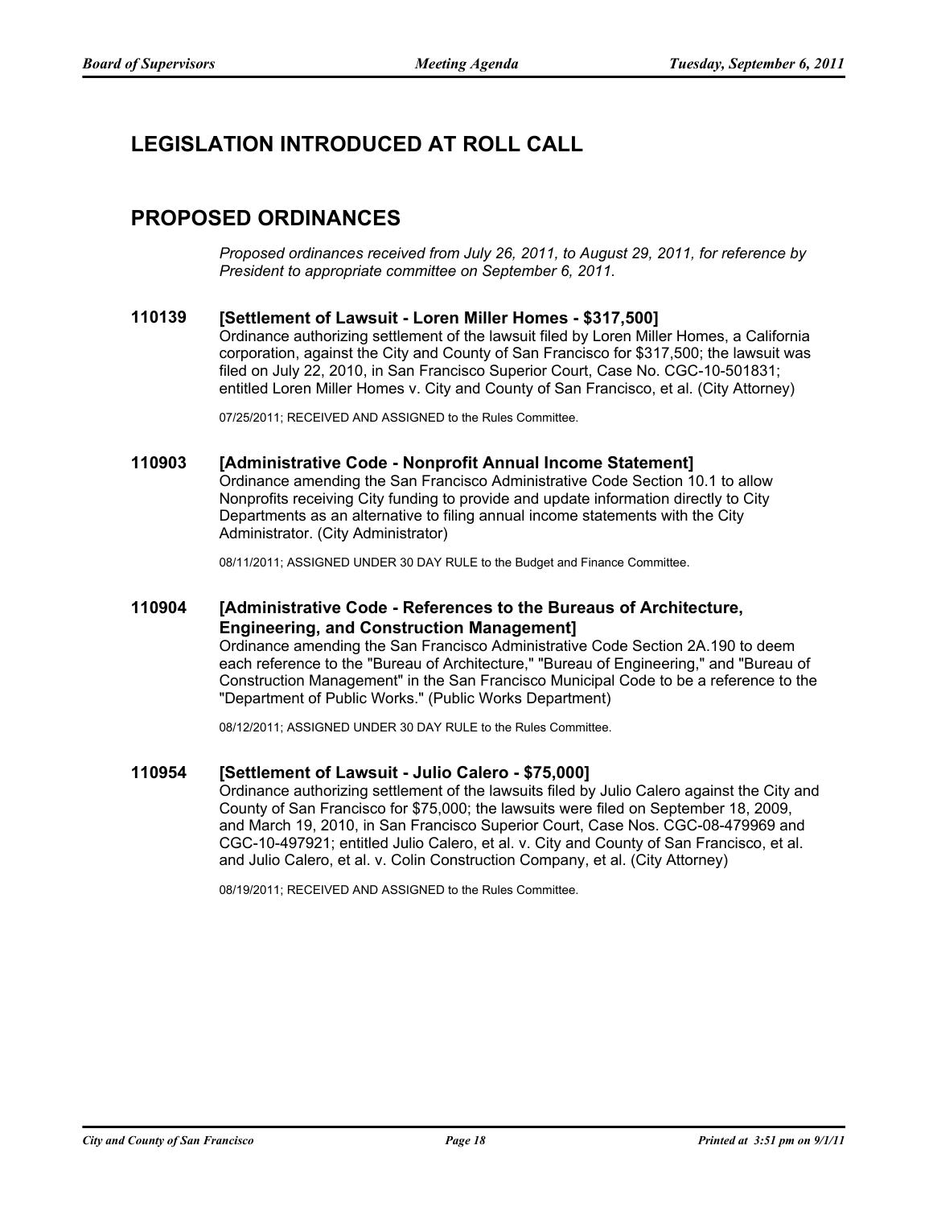## LEGISLATION INTRODUCED AT ROLL CALL

## PROPOSED ORDINANCES

*Proposed ordinances received from July 26, 2011, to August 29, 2011, for reference by President to appropriate committee on September 6, 2011.*

### 110139 [Settlement of Lawsuit - Loren Miller Homes - $317,500]

Ordinance authorizing settlement of the lawsuit filed by Loren Miller Homes, a California corporation, against the City and County of San Francisco for $317,500; the lawsuit was filed on July 22, 2010, in San Francisco Superior Court, Case No. CGC-10-501831; entitled Loren Miller Homes v. City and County of San Francisco, et al. (City Attorney)

07/25/2011; RECEIVED AND ASSIGNED to the Rules Committee.

### 110903 [Administrative Code - Nonprofit Annual Income Statement]

Ordinance amending the San Francisco Administrative Code Section 10.1 to allow Nonprofits receiving City funding to provide and update information directly to City Departments as an alternative to filing annual income statements with the City Administrator. (City Administrator)

08/11/2011; ASSIGNED UNDER 30 DAY RULE to the Budget and Finance Committee.

### 110904 [Administrative Code - References to the Bureaus of Architecture, Engineering, and Construction Management]

Ordinance amending the San Francisco Administrative Code Section 2A.190 to deem each reference to the "Bureau of Architecture," "Bureau of Engineering," and "Bureau of Construction Management" in the San Francisco Municipal Code to be a reference to the "Department of Public Works." (Public Works Department)

08/12/2011; ASSIGNED UNDER 30 DAY RULE to the Rules Committee.

### 110954 [Settlement of Lawsuit - Julio Calero - $75,000]

Ordinance authorizing settlement of the lawsuits filed by Julio Calero against the City and County of San Francisco for $75,000; the lawsuits were filed on September 18, 2009, and March 19, 2010, in San Francisco Superior Court, Case Nos. CGC-08-479969 and CGC-10-497921; entitled Julio Calero, et al. v. City and County of San Francisco, et al. and Julio Calero, et al. v. Colin Construction Company, et al. (City Attorney)

08/19/2011; RECEIVED AND ASSIGNED to the Rules Committee.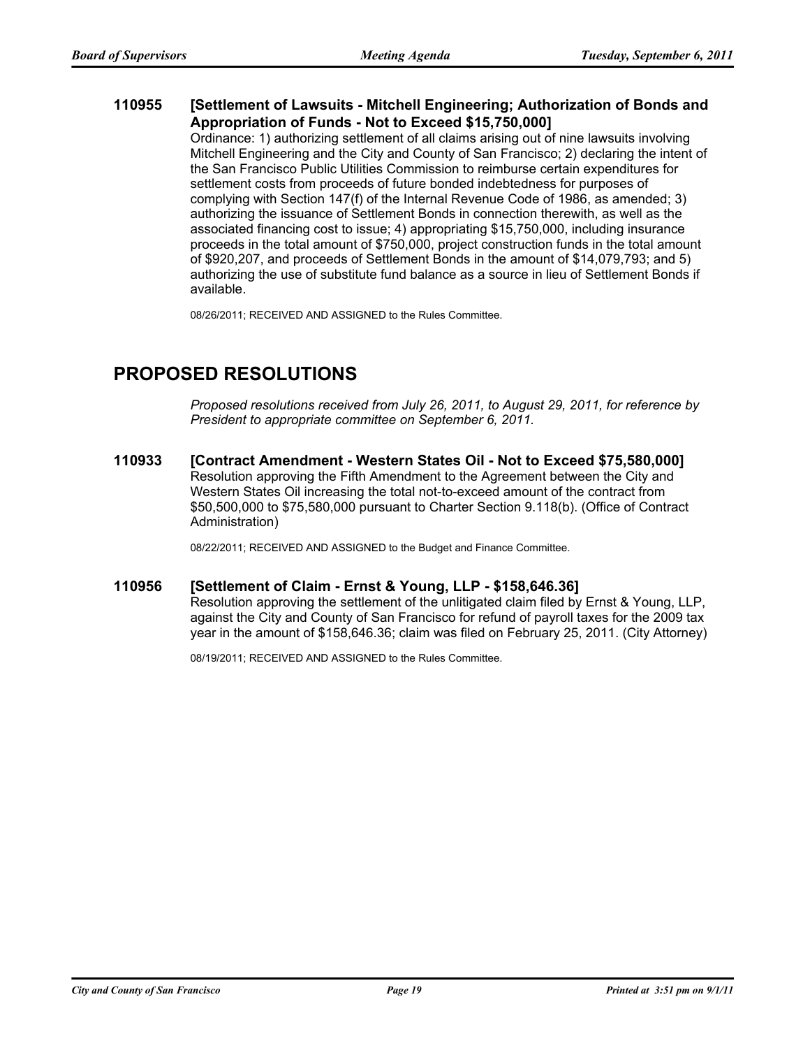**110955 [Settlement of Lawsuits - Mitchell Engineering; Authorization of Bonds and Appropriation of Funds - Not to Exceed $15,750,000]**

Ordinance: 1) authorizing settlement of all claims arising out of nine lawsuits involving Mitchell Engineering and the City and County of San Francisco; 2) declaring the intent of the San Francisco Public Utilities Commission to reimburse certain expenditures for settlement costs from proceeds of future bonded indebtedness for purposes of complying with Section 147(f) of the Internal Revenue Code of 1986, as amended; 3) authorizing the issuance of Settlement Bonds in connection therewith, as well as the associated financing cost to issue; 4) appropriating $15,750,000, including insurance proceeds in the total amount of $750,000, project construction funds in the total amount of $920,207, and proceeds of Settlement Bonds in the amount of $14,079,793; and 5) authorizing the use of substitute fund balance as a source in lieu of Settlement Bonds if available.

08/26/2011; RECEIVED AND ASSIGNED to the Rules Committee.

## PROPOSED RESOLUTIONS

*Proposed resolutions received from July 26, 2011, to August 29, 2011, for reference by President to appropriate committee on September 6, 2011.*

**110933 [Contract Amendment - Western States Oil - Not to Exceed $75,580,000]**

Resolution approving the Fifth Amendment to the Agreement between the City and Western States Oil increasing the total not-to-exceed amount of the contract from $50,500,000 to $75,580,000 pursuant to Charter Section 9.118(b). (Office of Contract Administration)

08/22/2011; RECEIVED AND ASSIGNED to the Budget and Finance Committee.

**110956 [Settlement of Claim - Ernst & Young, LLP - $158,646.36]**

Resolution approving the settlement of the unlitigated claim filed by Ernst & Young, LLP, against the City and County of San Francisco for refund of payroll taxes for the 2009 tax year in the amount of $158,646.36; claim was filed on February 25, 2011. (City Attorney)

08/19/2011; RECEIVED AND ASSIGNED to the Rules Committee.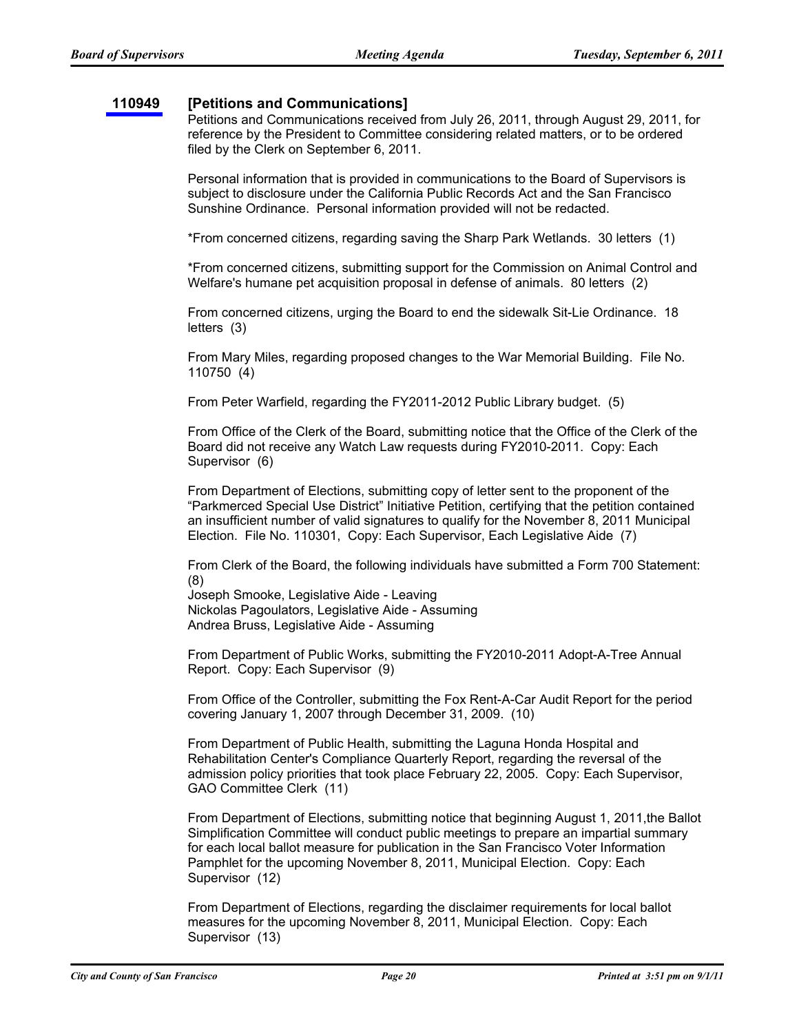**110949** **[Petitions and Communications]**

Petitions and Communications received from July 26, 2011, through August 29, 2011, for reference by the President to Committee considering related matters, or to be ordered filed by the Clerk on September 6, 2011.

Personal information that is provided in communications to the Board of Supervisors is subject to disclosure under the California Public Records Act and the San Francisco Sunshine Ordinance. Personal information provided will not be redacted.

*From concerned citizens, regarding saving the Sharp Park Wetlands. 30 letters (1)

*From concerned citizens, submitting support for the Commission on Animal Control and Welfare's humane pet acquisition proposal in defense of animals. 80 letters (2)

From concerned citizens, urging the Board to end the sidewalk Sit-Lie Ordinance. 18 letters (3)

From Mary Miles, regarding proposed changes to the War Memorial Building. File No. 110750 (4)

From Peter Warfield, regarding the FY2011-2012 Public Library budget. (5)

From Office of the Clerk of the Board, submitting notice that the Office of the Clerk of the Board did not receive any Watch Law requests during FY2010-2011. Copy: Each Supervisor (6)

From Department of Elections, submitting copy of letter sent to the proponent of the "Parkmerced Special Use District" Initiative Petition, certifying that the petition contained an insufficient number of valid signatures to qualify for the November 8, 2011 Municipal Election. File No. 110301, Copy: Each Supervisor, Each Legislative Aide (7)

From Clerk of the Board, the following individuals have submitted a Form 700 Statement: (8)
Joseph Smooke, Legislative Aide - Leaving
Nickolas Pagoulators, Legislative Aide - Assuming
Andrea Bruss, Legislative Aide - Assuming

From Department of Public Works, submitting the FY2010-2011 Adopt-A-Tree Annual Report. Copy: Each Supervisor (9)

From Office of the Controller, submitting the Fox Rent-A-Car Audit Report for the period covering January 1, 2007 through December 31, 2009. (10)

From Department of Public Health, submitting the Laguna Honda Hospital and Rehabilitation Center's Compliance Quarterly Report, regarding the reversal of the admission policy priorities that took place February 22, 2005. Copy: Each Supervisor, GAO Committee Clerk (11)

From Department of Elections, submitting notice that beginning August 1, 2011,the Ballot Simplification Committee will conduct public meetings to prepare an impartial summary for each local ballot measure for publication in the San Francisco Voter Information Pamphlet for the upcoming November 8, 2011, Municipal Election. Copy: Each Supervisor (12)

From Department of Elections, regarding the disclaimer requirements for local ballot measures for the upcoming November 8, 2011, Municipal Election. Copy: Each Supervisor (13)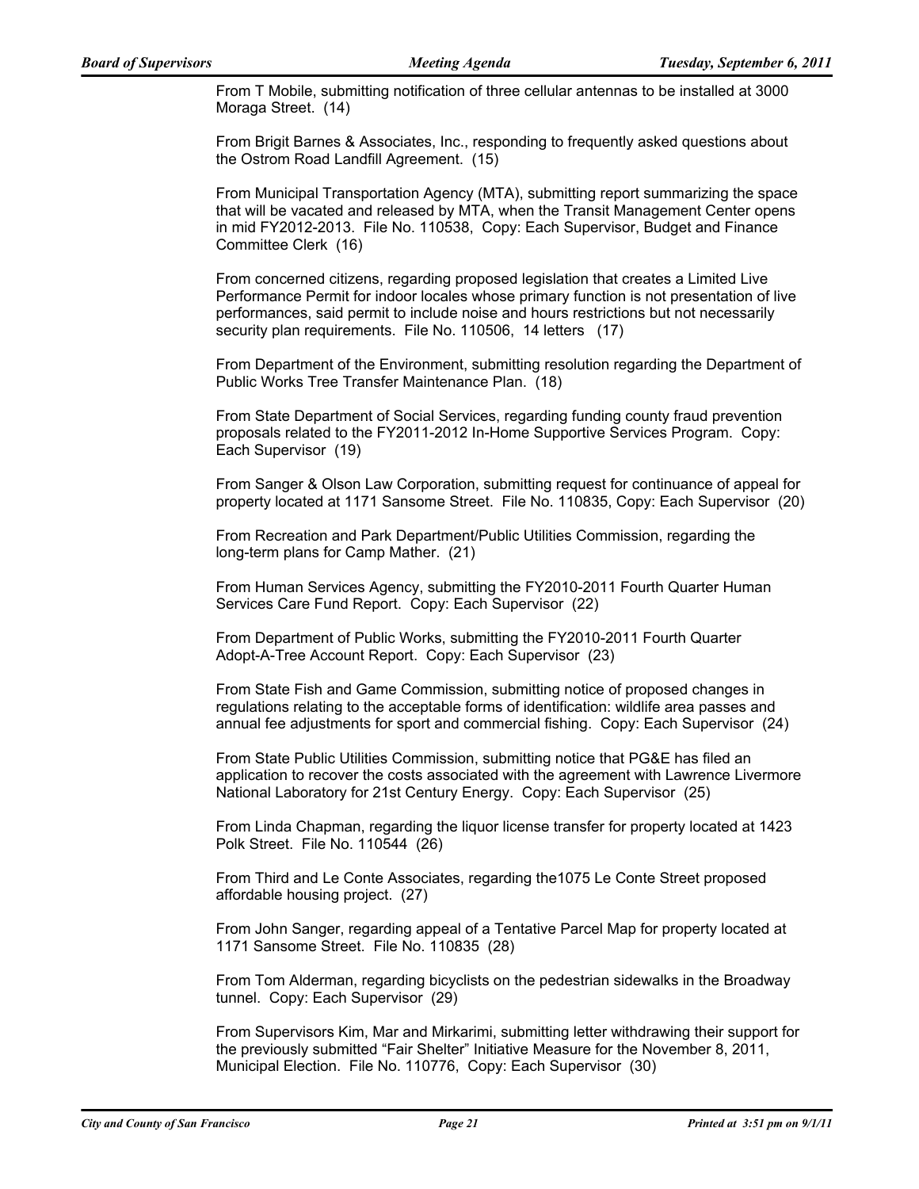From T Mobile, submitting notification of three cellular antennas to be installed at 3000 Moraga Street. (14)

From Brigit Barnes & Associates, Inc., responding to frequently asked questions about the Ostrom Road Landfill Agreement. (15)

From Municipal Transportation Agency (MTA), submitting report summarizing the space that will be vacated and released by MTA, when the Transit Management Center opens in mid FY2012-2013. File No. 110538, Copy: Each Supervisor, Budget and Finance Committee Clerk (16)

From concerned citizens, regarding proposed legislation that creates a Limited Live Performance Permit for indoor locales whose primary function is not presentation of live performances, said permit to include noise and hours restrictions but not necessarily security plan requirements. File No. 110506, 14 letters (17)

From Department of the Environment, submitting resolution regarding the Department of Public Works Tree Transfer Maintenance Plan. (18)

From State Department of Social Services, regarding funding county fraud prevention proposals related to the FY2011-2012 In-Home Supportive Services Program. Copy: Each Supervisor (19)

From Sanger & Olson Law Corporation, submitting request for continuance of appeal for property located at 1171 Sansome Street. File No. 110835, Copy: Each Supervisor (20)

From Recreation and Park Department/Public Utilities Commission, regarding the long-term plans for Camp Mather. (21)

From Human Services Agency, submitting the FY2010-2011 Fourth Quarter Human Services Care Fund Report. Copy: Each Supervisor (22)

From Department of Public Works, submitting the FY2010-2011 Fourth Quarter Adopt-A-Tree Account Report. Copy: Each Supervisor (23)

From State Fish and Game Commission, submitting notice of proposed changes in regulations relating to the acceptable forms of identification: wildlife area passes and annual fee adjustments for sport and commercial fishing. Copy: Each Supervisor (24)

From State Public Utilities Commission, submitting notice that PG&E has filed an application to recover the costs associated with the agreement with Lawrence Livermore National Laboratory for 21st Century Energy. Copy: Each Supervisor (25)

From Linda Chapman, regarding the liquor license transfer for property located at 1423 Polk Street. File No. 110544 (26)

From Third and Le Conte Associates, regarding the1075 Le Conte Street proposed affordable housing project. (27)

From John Sanger, regarding appeal of a Tentative Parcel Map for property located at 1171 Sansome Street. File No. 110835 (28)

From Tom Alderman, regarding bicyclists on the pedestrian sidewalks in the Broadway tunnel. Copy: Each Supervisor (29)

From Supervisors Kim, Mar and Mirkarimi, submitting letter withdrawing their support for the previously submitted "Fair Shelter" Initiative Measure for the November 8, 2011, Municipal Election. File No. 110776, Copy: Each Supervisor (30)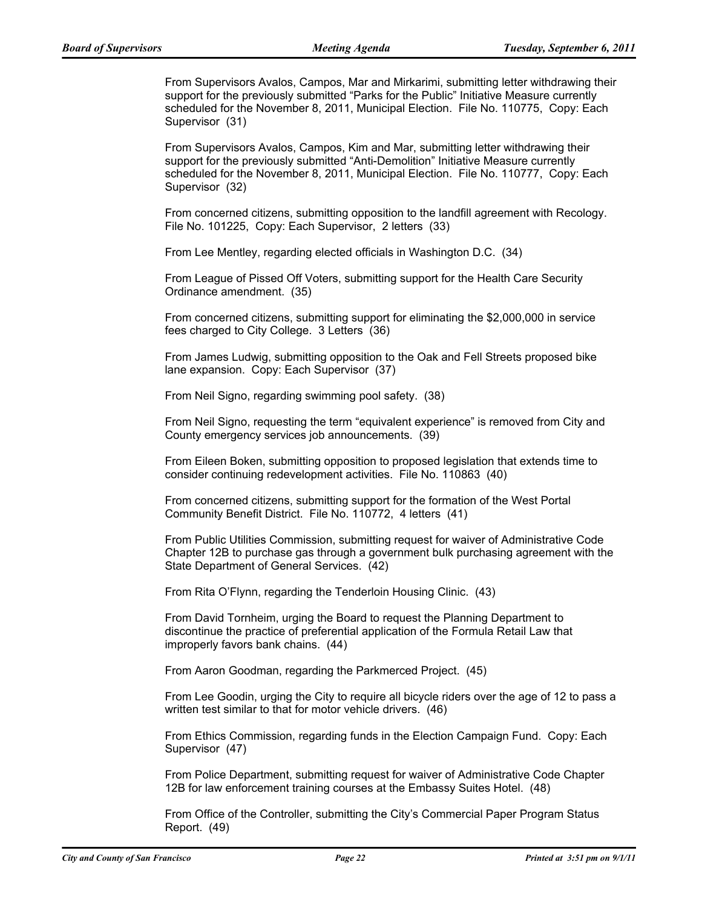From Supervisors Avalos, Campos, Mar and Mirkarimi, submitting letter withdrawing their support for the previously submitted “Parks for the Public” Initiative Measure currently scheduled for the November 8, 2011, Municipal Election. File No. 110775, Copy: Each Supervisor (31)

From Supervisors Avalos, Campos, Kim and Mar, submitting letter withdrawing their support for the previously submitted “Anti-Demolition” Initiative Measure currently scheduled for the November 8, 2011, Municipal Election. File No. 110777, Copy: Each Supervisor (32)

From concerned citizens, submitting opposition to the landfill agreement with Recology. File No. 101225, Copy: Each Supervisor, 2 letters (33)

From Lee Mentley, regarding elected officials in Washington D.C. (34)

From League of Pissed Off Voters, submitting support for the Health Care Security Ordinance amendment. (35)

From concerned citizens, submitting support for eliminating the $2,000,000 in service fees charged to City College. 3 Letters (36)

From James Ludwig, submitting opposition to the Oak and Fell Streets proposed bike lane expansion. Copy: Each Supervisor (37)

From Neil Signo, regarding swimming pool safety. (38)

From Neil Signo, requesting the term “equivalent experience” is removed from City and County emergency services job announcements. (39)

From Eileen Boken, submitting opposition to proposed legislation that extends time to consider continuing redevelopment activities. File No. 110863 (40)

From concerned citizens, submitting support for the formation of the West Portal Community Benefit District. File No. 110772, 4 letters (41)

From Public Utilities Commission, submitting request for waiver of Administrative Code Chapter 12B to purchase gas through a government bulk purchasing agreement with the State Department of General Services. (42)

From Rita O’Flynn, regarding the Tenderloin Housing Clinic. (43)

From David Tornheim, urging the Board to request the Planning Department to discontinue the practice of preferential application of the Formula Retail Law that improperly favors bank chains. (44)

From Aaron Goodman, regarding the Parkmerced Project. (45)

From Lee Goodin, urging the City to require all bicycle riders over the age of 12 to pass a written test similar to that for motor vehicle drivers. (46)

From Ethics Commission, regarding funds in the Election Campaign Fund. Copy: Each Supervisor (47)

From Police Department, submitting request for waiver of Administrative Code Chapter 12B for law enforcement training courses at the Embassy Suites Hotel. (48)

From Office of the Controller, submitting the City’s Commercial Paper Program Status Report. (49)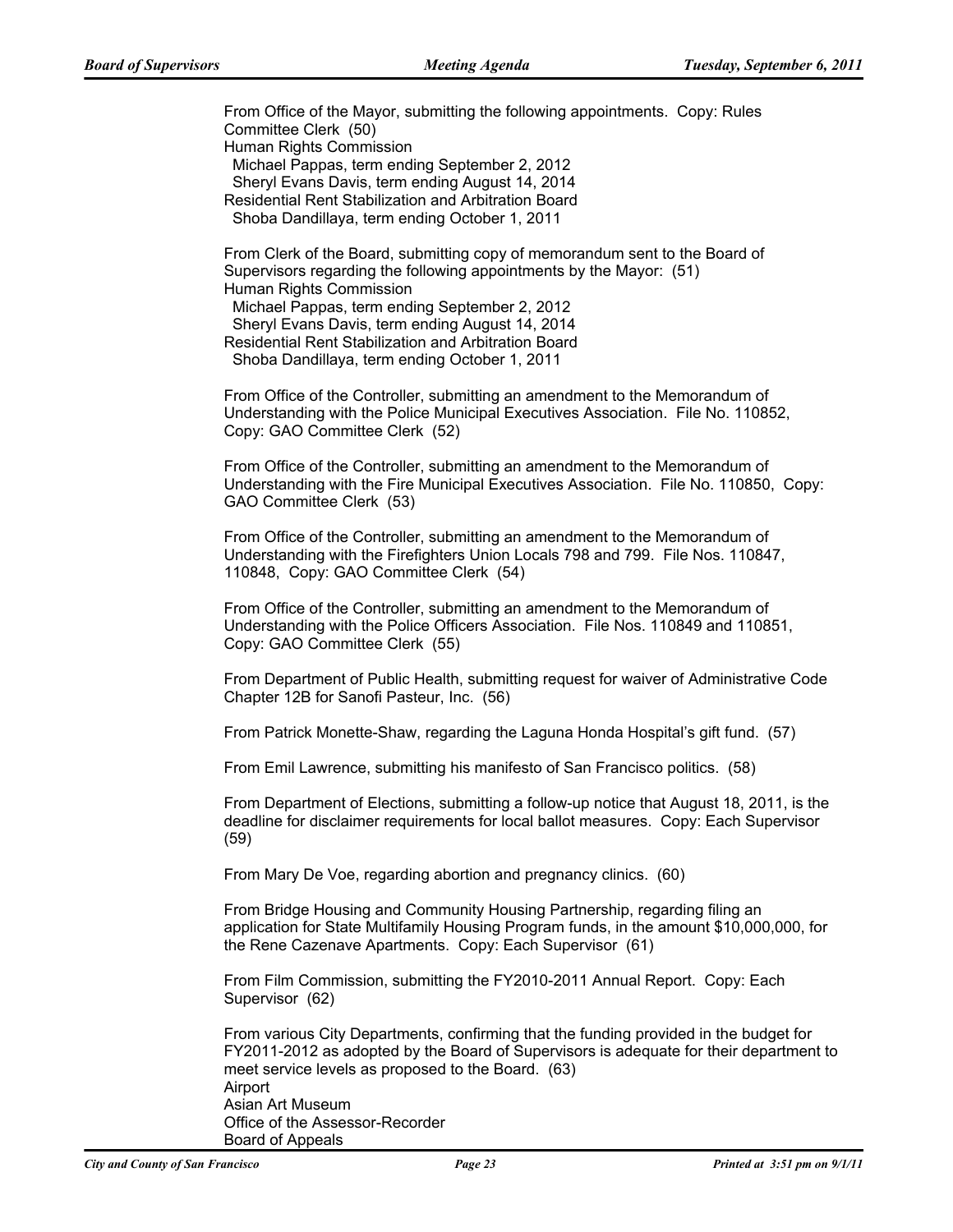From Office of the Mayor, submitting the following appointments. Copy: Rules Committee Clerk (50)
Human Rights Commission
  Michael Pappas, term ending September 2, 2012
  Sheryl Evans Davis, term ending August 14, 2014
Residential Rent Stabilization and Arbitration Board
  Shoba Dandillaya, term ending October 1, 2011

From Clerk of the Board, submitting copy of memorandum sent to the Board of Supervisors regarding the following appointments by the Mayor: (51)
Human Rights Commission
  Michael Pappas, term ending September 2, 2012
  Sheryl Evans Davis, term ending August 14, 2014
Residential Rent Stabilization and Arbitration Board
  Shoba Dandillaya, term ending October 1, 2011

From Office of the Controller, submitting an amendment to the Memorandum of Understanding with the Police Municipal Executives Association. File No. 110852, Copy: GAO Committee Clerk (52)

From Office of the Controller, submitting an amendment to the Memorandum of Understanding with the Fire Municipal Executives Association. File No. 110850, Copy: GAO Committee Clerk (53)

From Office of the Controller, submitting an amendment to the Memorandum of Understanding with the Firefighters Union Locals 798 and 799. File Nos. 110847, 110848, Copy: GAO Committee Clerk (54)

From Office of the Controller, submitting an amendment to the Memorandum of Understanding with the Police Officers Association. File Nos. 110849 and 110851, Copy: GAO Committee Clerk (55)

From Department of Public Health, submitting request for waiver of Administrative Code Chapter 12B for Sanofi Pasteur, Inc. (56)

From Patrick Monette-Shaw, regarding the Laguna Honda Hospital's gift fund. (57)

From Emil Lawrence, submitting his manifesto of San Francisco politics. (58)

From Department of Elections, submitting a follow-up notice that August 18, 2011, is the deadline for disclaimer requirements for local ballot measures. Copy: Each Supervisor (59)

From Mary De Voe, regarding abortion and pregnancy clinics. (60)

From Bridge Housing and Community Housing Partnership, regarding filing an application for State Multifamily Housing Program funds, in the amount $10,000,000, for the Rene Cazenave Apartments. Copy: Each Supervisor (61)

From Film Commission, submitting the FY2010-2011 Annual Report. Copy: Each Supervisor (62)

From various City Departments, confirming that the funding provided in the budget for FY2011-2012 as adopted by the Board of Supervisors is adequate for their department to meet service levels as proposed to the Board. (63)
Airport
Asian Art Museum
Office of the Assessor-Recorder
Board of Appeals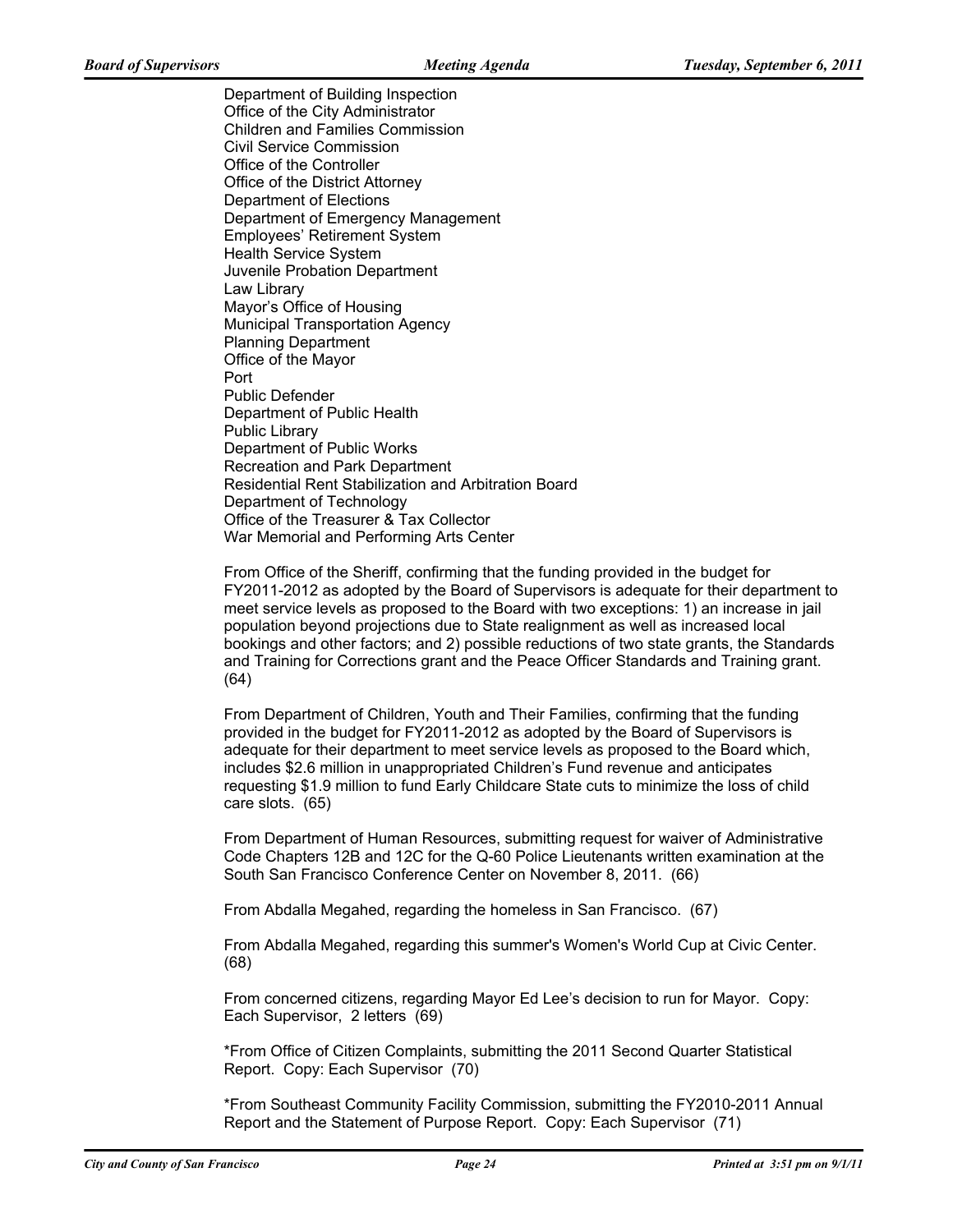Department of Building Inspection
Office of the City Administrator
Children and Families Commission
Civil Service Commission
Office of the Controller
Office of the District Attorney
Department of Elections
Department of Emergency Management
Employees' Retirement System
Health Service System
Juvenile Probation Department
Law Library
Mayor's Office of Housing
Municipal Transportation Agency
Planning Department
Office of the Mayor
Port
Public Defender
Department of Public Health
Public Library
Department of Public Works
Recreation and Park Department
Residential Rent Stabilization and Arbitration Board
Department of Technology
Office of the Treasurer & Tax Collector
War Memorial and Performing Arts Center

From Office of the Sheriff, confirming that the funding provided in the budget for FY2011-2012 as adopted by the Board of Supervisors is adequate for their department to meet service levels as proposed to the Board with two exceptions: 1) an increase in jail population beyond projections due to State realignment as well as increased local bookings and other factors; and 2) possible reductions of two state grants, the Standards and Training for Corrections grant and the Peace Officer Standards and Training grant. (64)

From Department of Children, Youth and Their Families, confirming that the funding provided in the budget for FY2011-2012 as adopted by the Board of Supervisors is adequate for their department to meet service levels as proposed to the Board which, includes $2.6 million in unappropriated Children's Fund revenue and anticipates requesting $1.9 million to fund Early Childcare State cuts to minimize the loss of child care slots. (65)

From Department of Human Resources, submitting request for waiver of Administrative Code Chapters 12B and 12C for the Q-60 Police Lieutenants written examination at the South San Francisco Conference Center on November 8, 2011. (66)

From Abdalla Megahed, regarding the homeless in San Francisco. (67)

From Abdalla Megahed, regarding this summer's Women's World Cup at Civic Center. (68)

From concerned citizens, regarding Mayor Ed Lee's decision to run for Mayor. Copy: Each Supervisor, 2 letters (69)

*From Office of Citizen Complaints, submitting the 2011 Second Quarter Statistical Report. Copy: Each Supervisor (70)

*From Southeast Community Facility Commission, submitting the FY2010-2011 Annual Report and the Statement of Purpose Report. Copy: Each Supervisor (71)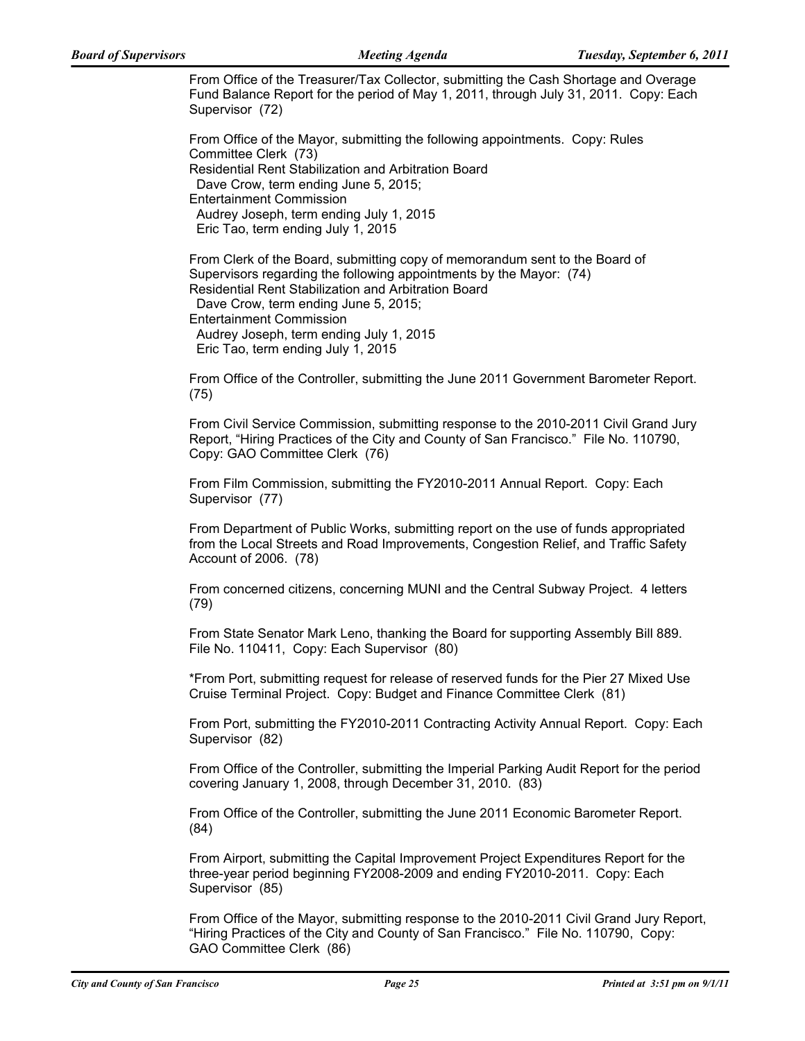From Office of the Treasurer/Tax Collector, submitting the Cash Shortage and Overage Fund Balance Report for the period of May 1, 2011, through July 31, 2011. Copy: Each Supervisor (72)

From Office of the Mayor, submitting the following appointments. Copy: Rules Committee Clerk (73)
Residential Rent Stabilization and Arbitration Board
Dave Crow, term ending June 5, 2015;
Entertainment Commission
Audrey Joseph, term ending July 1, 2015
Eric Tao, term ending July 1, 2015

From Clerk of the Board, submitting copy of memorandum sent to the Board of Supervisors regarding the following appointments by the Mayor: (74)
Residential Rent Stabilization and Arbitration Board
Dave Crow, term ending June 5, 2015;
Entertainment Commission
Audrey Joseph, term ending July 1, 2015
Eric Tao, term ending July 1, 2015

From Office of the Controller, submitting the June 2011 Government Barometer Report. (75)

From Civil Service Commission, submitting response to the 2010-2011 Civil Grand Jury Report, "Hiring Practices of the City and County of San Francisco." File No. 110790, Copy: GAO Committee Clerk (76)

From Film Commission, submitting the FY2010-2011 Annual Report. Copy: Each Supervisor (77)

From Department of Public Works, submitting report on the use of funds appropriated from the Local Streets and Road Improvements, Congestion Relief, and Traffic Safety Account of 2006. (78)

From concerned citizens, concerning MUNI and the Central Subway Project. 4 letters (79)

From State Senator Mark Leno, thanking the Board for supporting Assembly Bill 889. File No. 110411, Copy: Each Supervisor (80)

*From Port, submitting request for release of reserved funds for the Pier 27 Mixed Use Cruise Terminal Project. Copy: Budget and Finance Committee Clerk (81)

From Port, submitting the FY2010-2011 Contracting Activity Annual Report. Copy: Each Supervisor (82)

From Office of the Controller, submitting the Imperial Parking Audit Report for the period covering January 1, 2008, through December 31, 2010. (83)

From Office of the Controller, submitting the June 2011 Economic Barometer Report. (84)

From Airport, submitting the Capital Improvement Project Expenditures Report for the three-year period beginning FY2008-2009 and ending FY2010-2011. Copy: Each Supervisor (85)

From Office of the Mayor, submitting response to the 2010-2011 Civil Grand Jury Report, "Hiring Practices of the City and County of San Francisco." File No. 110790, Copy: GAO Committee Clerk (86)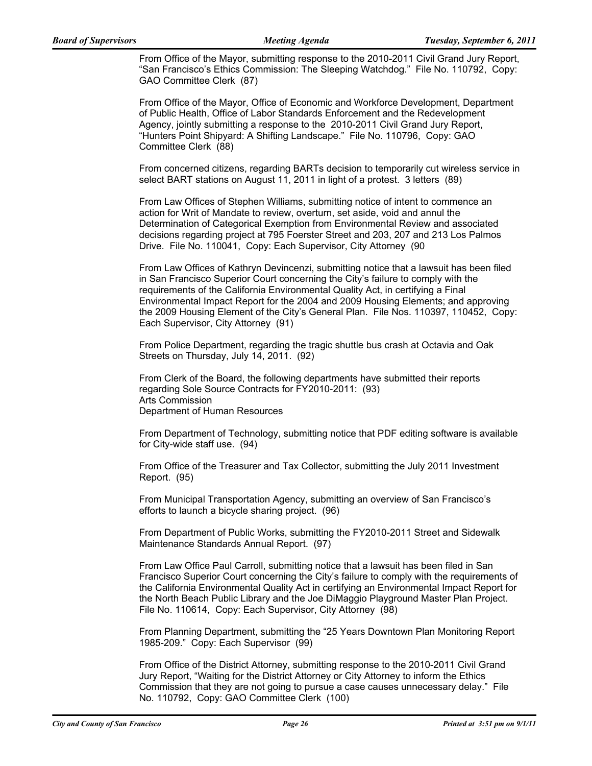From Office of the Mayor, submitting response to the 2010-2011 Civil Grand Jury Report, “San Francisco’s Ethics Commission: The Sleeping Watchdog.” File No. 110792, Copy: GAO Committee Clerk (87)

From Office of the Mayor, Office of Economic and Workforce Development, Department of Public Health, Office of Labor Standards Enforcement and the Redevelopment Agency, jointly submitting a response to the 2010-2011 Civil Grand Jury Report, “Hunters Point Shipyard: A Shifting Landscape.” File No. 110796, Copy: GAO Committee Clerk (88)

From concerned citizens, regarding BARTs decision to temporarily cut wireless service in select BART stations on August 11, 2011 in light of a protest. 3 letters (89)

From Law Offices of Stephen Williams, submitting notice of intent to commence an action for Writ of Mandate to review, overturn, set aside, void and annul the Determination of Categorical Exemption from Environmental Review and associated decisions regarding project at 795 Foerster Street and 203, 207 and 213 Los Palmos Drive. File No. 110041, Copy: Each Supervisor, City Attorney (90

From Law Offices of Kathryn Devincenzi, submitting notice that a lawsuit has been filed in San Francisco Superior Court concerning the City’s failure to comply with the requirements of the California Environmental Quality Act, in certifying a Final Environmental Impact Report for the 2004 and 2009 Housing Elements; and approving the 2009 Housing Element of the City’s General Plan. File Nos. 110397, 110452, Copy: Each Supervisor, City Attorney (91)

From Police Department, regarding the tragic shuttle bus crash at Octavia and Oak Streets on Thursday, July 14, 2011. (92)

From Clerk of the Board, the following departments have submitted their reports regarding Sole Source Contracts for FY2010-2011: (93)
Arts Commission
Department of Human Resources

From Department of Technology, submitting notice that PDF editing software is available for City-wide staff use. (94)

From Office of the Treasurer and Tax Collector, submitting the July 2011 Investment Report. (95)

From Municipal Transportation Agency, submitting an overview of San Francisco’s efforts to launch a bicycle sharing project. (96)

From Department of Public Works, submitting the FY2010-2011 Street and Sidewalk Maintenance Standards Annual Report. (97)

From Law Office Paul Carroll, submitting notice that a lawsuit has been filed in San Francisco Superior Court concerning the City’s failure to comply with the requirements of the California Environmental Quality Act in certifying an Environmental Impact Report for the North Beach Public Library and the Joe DiMaggio Playground Master Plan Project. File No. 110614, Copy: Each Supervisor, City Attorney (98)

From Planning Department, submitting the “25 Years Downtown Plan Monitoring Report 1985-209.” Copy: Each Supervisor (99)

From Office of the District Attorney, submitting response to the 2010-2011 Civil Grand Jury Report, “Waiting for the District Attorney or City Attorney to inform the Ethics Commission that they are not going to pursue a case causes unnecessary delay.” File No. 110792, Copy: GAO Committee Clerk (100)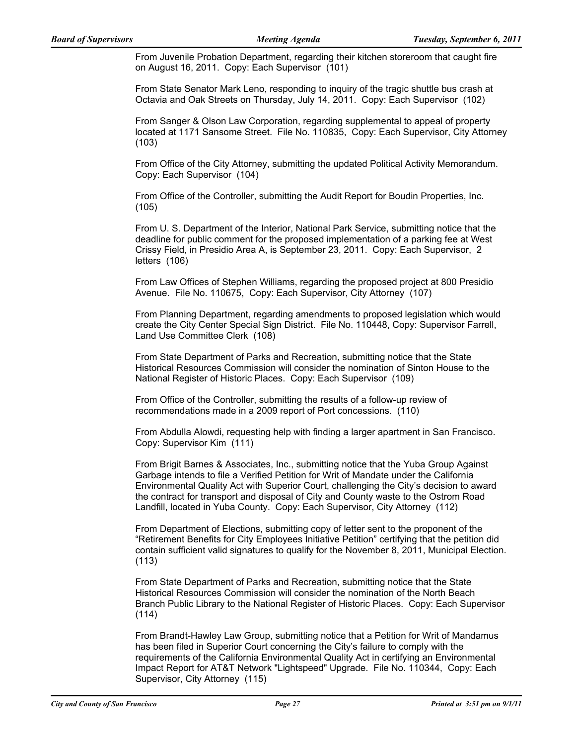From Juvenile Probation Department, regarding their kitchen storeroom that caught fire on August 16, 2011. Copy: Each Supervisor (101)

From State Senator Mark Leno, responding to inquiry of the tragic shuttle bus crash at Octavia and Oak Streets on Thursday, July 14, 2011. Copy: Each Supervisor (102)

From Sanger & Olson Law Corporation, regarding supplemental to appeal of property located at 1171 Sansome Street. File No. 110835, Copy: Each Supervisor, City Attorney (103)

From Office of the City Attorney, submitting the updated Political Activity Memorandum. Copy: Each Supervisor (104)

From Office of the Controller, submitting the Audit Report for Boudin Properties, Inc. (105)

From U. S. Department of the Interior, National Park Service, submitting notice that the deadline for public comment for the proposed implementation of a parking fee at West Crissy Field, in Presidio Area A, is September 23, 2011. Copy: Each Supervisor, 2 letters (106)

From Law Offices of Stephen Williams, regarding the proposed project at 800 Presidio Avenue. File No. 110675, Copy: Each Supervisor, City Attorney (107)

From Planning Department, regarding amendments to proposed legislation which would create the City Center Special Sign District. File No. 110448, Copy: Supervisor Farrell, Land Use Committee Clerk (108)

From State Department of Parks and Recreation, submitting notice that the State Historical Resources Commission will consider the nomination of Sinton House to the National Register of Historic Places. Copy: Each Supervisor (109)

From Office of the Controller, submitting the results of a follow-up review of recommendations made in a 2009 report of Port concessions. (110)

From Abdulla Alowdi, requesting help with finding a larger apartment in San Francisco. Copy: Supervisor Kim (111)

From Brigit Barnes & Associates, Inc., submitting notice that the Yuba Group Against Garbage intends to file a Verified Petition for Writ of Mandate under the California Environmental Quality Act with Superior Court, challenging the City's decision to award the contract for transport and disposal of City and County waste to the Ostrom Road Landfill, located in Yuba County. Copy: Each Supervisor, City Attorney (112)

From Department of Elections, submitting copy of letter sent to the proponent of the "Retirement Benefits for City Employees Initiative Petition" certifying that the petition did contain sufficient valid signatures to qualify for the November 8, 2011, Municipal Election. (113)

From State Department of Parks and Recreation, submitting notice that the State Historical Resources Commission will consider the nomination of the North Beach Branch Public Library to the National Register of Historic Places. Copy: Each Supervisor (114)

From Brandt-Hawley Law Group, submitting notice that a Petition for Writ of Mandamus has been filed in Superior Court concerning the City's failure to comply with the requirements of the California Environmental Quality Act in certifying an Environmental Impact Report for AT&T Network "Lightspeed" Upgrade. File No. 110344, Copy: Each Supervisor, City Attorney (115)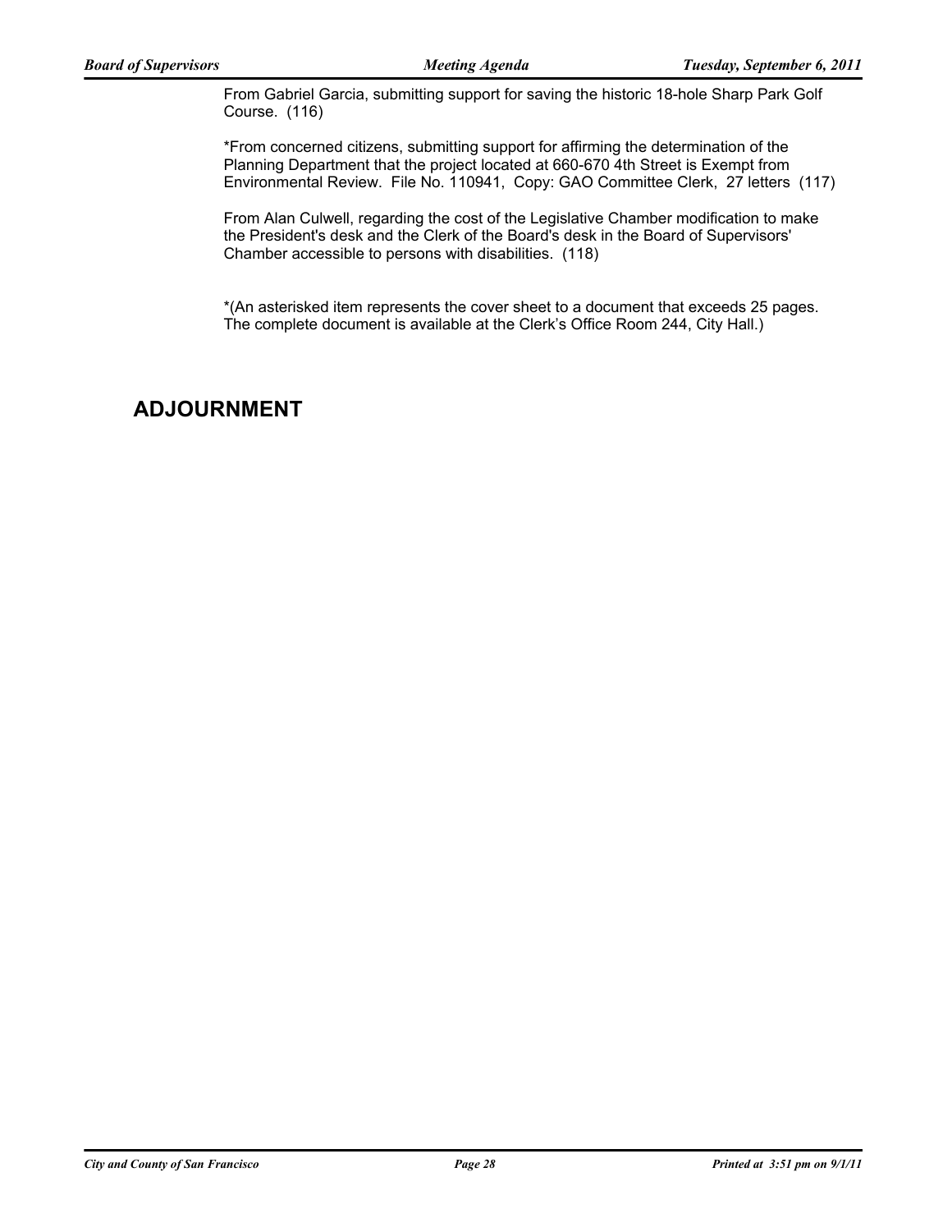From Gabriel Garcia, submitting support for saving the historic 18-hole Sharp Park Golf Course. (116)

*From concerned citizens, submitting support for affirming the determination of the Planning Department that the project located at 660-670 4th Street is Exempt from Environmental Review. File No. 110941, Copy: GAO Committee Clerk, 27 letters (117)

From Alan Culwell, regarding the cost of the Legislative Chamber modification to make the President's desk and the Clerk of the Board's desk in the Board of Supervisors' Chamber accessible to persons with disabilities. (118)

*(An asterisked item represents the cover sheet to a document that exceeds 25 pages. The complete document is available at the Clerk's Office Room 244, City Hall.)

## ADJOURNMENT